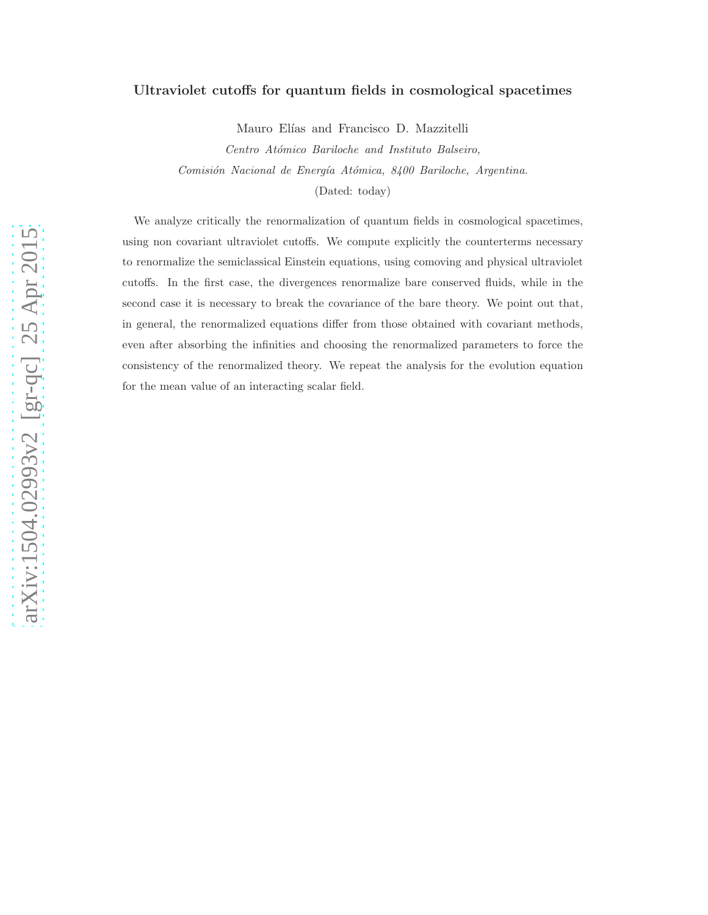# Ultraviolet cutoffs for quantum fields in cosmological spacetimes

Mauro Elías and Francisco D. Mazzitelli

*Centro Atómico Bariloche and Instituto Balseiro,*
*Comisión Nacional de Energía Atómica, 8400 Bariloche, Argentina.*

(Dated: today)

We analyze critically the renormalization of quantum fields in cosmological spacetimes, using non covariant ultraviolet cutoffs. We compute explicitly the counterterms necessary to renormalize the semiclassical Einstein equations, using comoving and physical ultraviolet cutoffs. In the first case, the divergences renormalize bare conserved fluids, while in the second case it is necessary to break the covariance of the bare theory. We point out that, in general, the renormalized equations differ from those obtained with covariant methods, even after absorbing the infinities and choosing the renormalized parameters to force the consistency of the renormalized theory. We repeat the analysis for the evolution equation for the mean value of an interacting scalar field.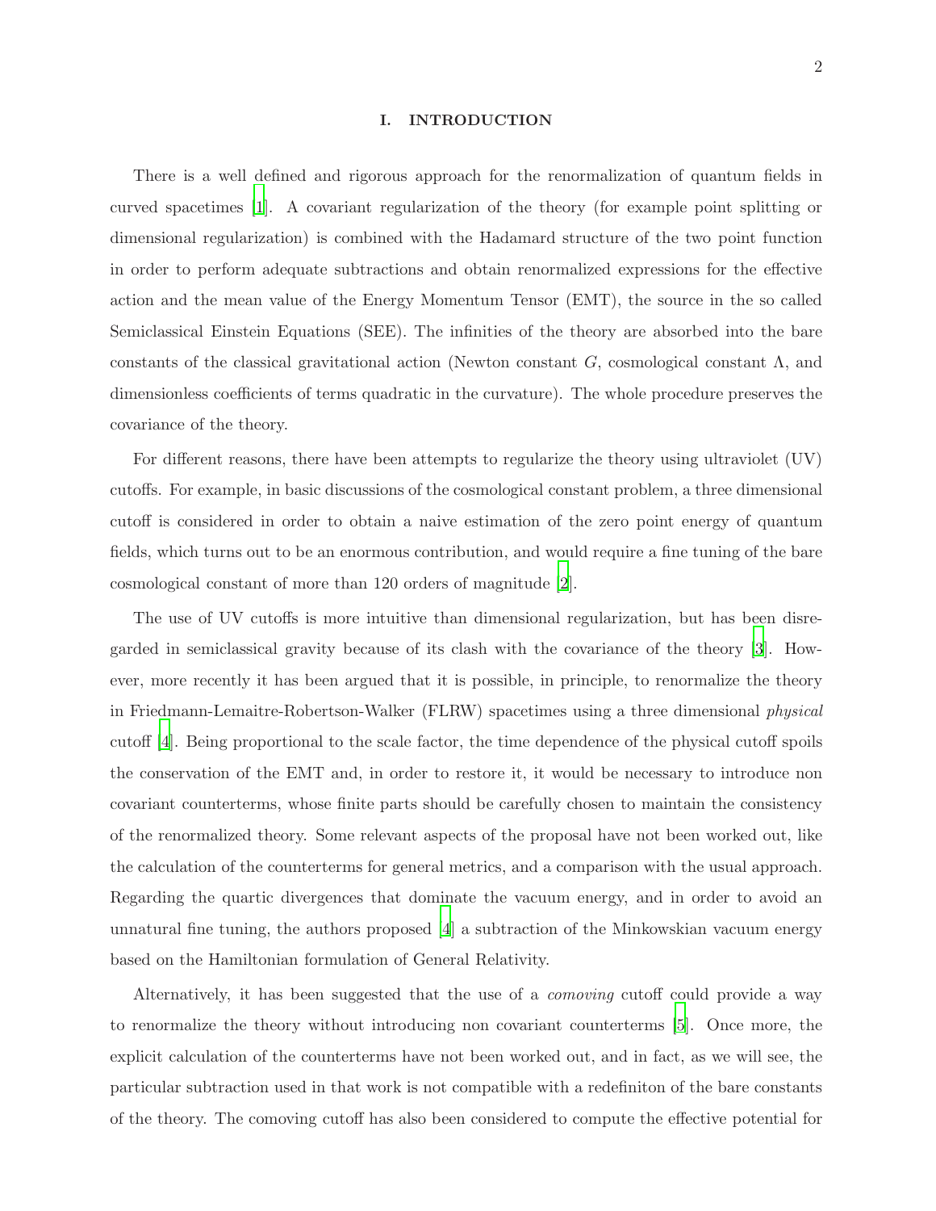# I. INTRODUCTION

There is a well defined and rigorous approach for the renormalization of quantum fields in curved spacetimes [1]. A covariant regularization of the theory (for example point splitting or dimensional regularization) is combined with the Hadamard structure of the two point function in order to perform adequate subtractions and obtain renormalized expressions for the effective action and the mean value of the Energy Momentum Tensor (EMT), the source in the so called Semiclassical Einstein Equations (SEE). The infinities of the theory are absorbed into the bare constants of the classical gravitational action (Newton constant $G$, cosmological constant $\Lambda$, and dimensionless coefficients of terms quadratic in the curvature). The whole procedure preserves the covariance of the theory.

For different reasons, there have been attempts to regularize the theory using ultraviolet (UV) cutoffs. For example, in basic discussions of the cosmological constant problem, a three dimensional cutoff is considered in order to obtain a naive estimation of the zero point energy of quantum fields, which turns out to be an enormous contribution, and would require a fine tuning of the bare cosmological constant of more than 120 orders of magnitude [2].

The use of UV cutoffs is more intuitive than dimensional regularization, but has been disregarded in semiclassical gravity because of its clash with the covariance of the theory [3]. However, more recently it has been argued that it is possible, in principle, to renormalize the theory in Friedmann-Lemaitre-Robertson-Walker (FLRW) spacetimes using a three dimensional *physical* cutoff [4]. Being proportional to the scale factor, the time dependence of the physical cutoff spoils the conservation of the EMT and, in order to restore it, it would be necessary to introduce non covariant counterterms, whose finite parts should be carefully chosen to maintain the consistency of the renormalized theory. Some relevant aspects of the proposal have not been worked out, like the calculation of the counterterms for general metrics, and a comparison with the usual approach. Regarding the quartic divergences that dominate the vacuum energy, and in order to avoid an unnatural fine tuning, the authors proposed [4] a subtraction of the Minkowskian vacuum energy based on the Hamiltonian formulation of General Relativity.

Alternatively, it has been suggested that the use of a *comoving* cutoff could provide a way to renormalize the theory without introducing non covariant counterterms [5]. Once more, the explicit calculation of the counterterms have not been worked out, and in fact, as we will see, the particular subtraction used in that work is not compatible with a redefiniton of the bare constants of the theory. The comoving cutoff has also been considered to compute the effective potential for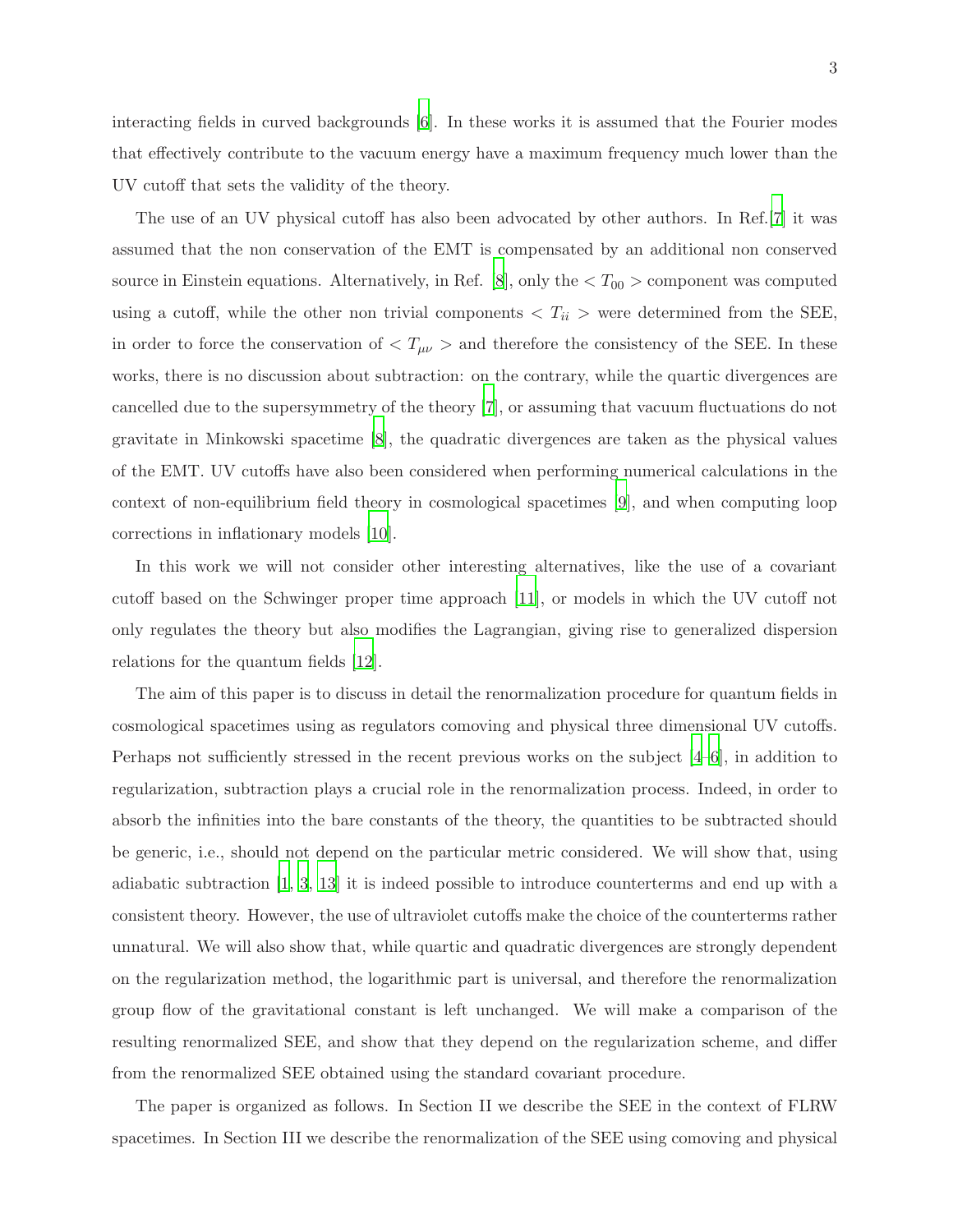interacting fields in curved backgrounds [6]. In these works it is assumed that the Fourier modes that effectively contribute to the vacuum energy have a maximum frequency much lower than the UV cutoff that sets the validity of the theory.

The use of an UV physical cutoff has also been advocated by other authors. In Ref.[7] it was assumed that the non conservation of the EMT is compensated by an additional non conserved source in Einstein equations. Alternatively, in Ref. [8], only the $< T_{00} >$ component was computed using a cutoff, while the other non trivial components $< T_{ii} >$ were determined from the SEE, in order to force the conservation of $< T_{\mu\nu} >$ and therefore the consistency of the SEE. In these works, there is no discussion about subtraction: on the contrary, while the quartic divergences are cancelled due to the supersymmetry of the theory [7], or assuming that vacuum fluctuations do not gravitate in Minkowski spacetime [8], the quadratic divergences are taken as the physical values of the EMT. UV cutoffs have also been considered when performing numerical calculations in the context of non-equilibrium field theory in cosmological spacetimes [9], and when computing loop corrections in inflationary models [10].

In this work we will not consider other interesting alternatives, like the use of a covariant cutoff based on the Schwinger proper time approach [11], or models in which the UV cutoff not only regulates the theory but also modifies the Lagrangian, giving rise to generalized dispersion relations for the quantum fields [12].

The aim of this paper is to discuss in detail the renormalization procedure for quantum fields in cosmological spacetimes using as regulators comoving and physical three dimensional UV cutoffs. Perhaps not sufficiently stressed in the recent previous works on the subject [4–6], in addition to regularization, subtraction plays a crucial role in the renormalization process. Indeed, in order to absorb the infinities into the bare constants of the theory, the quantities to be subtracted should be generic, i.e., should not depend on the particular metric considered. We will show that, using adiabatic subtraction [1, 3, 13] it is indeed possible to introduce counterterms and end up with a consistent theory. However, the use of ultraviolet cutoffs make the choice of the counterterms rather unnatural. We will also show that, while quartic and quadratic divergences are strongly dependent on the regularization method, the logarithmic part is universal, and therefore the renormalization group flow of the gravitational constant is left unchanged. We will make a comparison of the resulting renormalized SEE, and show that they depend on the regularization scheme, and differ from the renormalized SEE obtained using the standard covariant procedure.

The paper is organized as follows. In Section II we describe the SEE in the context of FLRW spacetimes. In Section III we describe the renormalization of the SEE using comoving and physical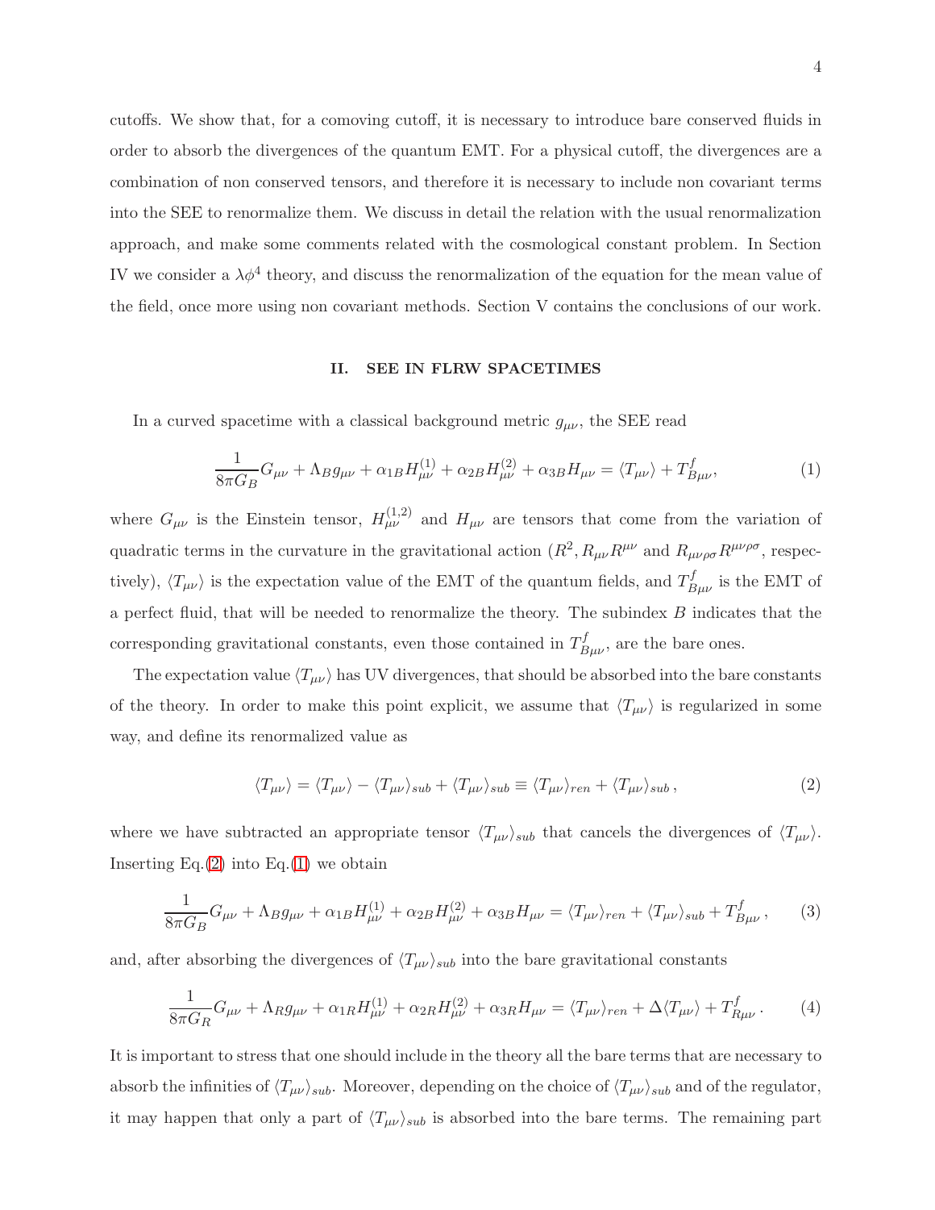cutoffs. We show that, for a comoving cutoff, it is necessary to introduce bare conserved fluids in order to absorb the divergences of the quantum EMT. For a physical cutoff, the divergences are a combination of non conserved tensors, and therefore it is necessary to include non covariant terms into the SEE to renormalize them. We discuss in detail the relation with the usual renormalization approach, and make some comments related with the cosmological constant problem. In Section IV we consider a $\lambda\phi^4$ theory, and discuss the renormalization of the equation for the mean value of the field, once more using non covariant methods. Section V contains the conclusions of our work.

## II. SEE IN FLRW SPACETIMES

In a curved spacetime with a classical background metric $g_{\mu\nu}$, the SEE read

$$\frac{1}{8\pi G_B}G_{\mu\nu} + \Lambda_B g_{\mu\nu} + \alpha_{1B}H^{(1)}_{\mu\nu} + \alpha_{2B}H^{(2)}_{\mu\nu} + \alpha_{3B}H_{\mu\nu} = \langle T_{\mu\nu}\rangle + T^f_{B\mu\nu}, \tag{1}$$

where $G_{\mu\nu}$ is the Einstein tensor, $H^{(1,2)}_{\mu\nu}$ and $H_{\mu\nu}$ are tensors that come from the variation of quadratic terms in the curvature in the gravitational action ($R^2, R_{\mu\nu}R^{\mu\nu}$ and $R_{\mu\nu\rho\sigma}R^{\mu\nu\rho\sigma}$, respectively), $\langle T_{\mu\nu}\rangle$ is the expectation value of the EMT of the quantum fields, and $T^f_{B\mu\nu}$ is the EMT of a perfect fluid, that will be needed to renormalize the theory. The subindex $B$ indicates that the corresponding gravitational constants, even those contained in $T^f_{B\mu\nu}$, are the bare ones.

The expectation value $\langle T_{\mu\nu}\rangle$ has UV divergences, that should be absorbed into the bare constants of the theory. In order to make this point explicit, we assume that $\langle T_{\mu\nu}\rangle$ is regularized in some way, and define its renormalized value as

$$\langle T_{\mu\nu}\rangle = \langle T_{\mu\nu}\rangle - \langle T_{\mu\nu}\rangle_{sub} + \langle T_{\mu\nu}\rangle_{sub} \equiv \langle T_{\mu\nu}\rangle_{ren} + \langle T_{\mu\nu}\rangle_{sub}\,, \tag{2}$$

where we have subtracted an appropriate tensor $\langle T_{\mu\nu}\rangle_{sub}$ that cancels the divergences of $\langle T_{\mu\nu}\rangle$. Inserting Eq.(2) into Eq.(1) we obtain

$$\frac{1}{8\pi G_B}G_{\mu\nu} + \Lambda_B g_{\mu\nu} + \alpha_{1B}H^{(1)}_{\mu\nu} + \alpha_{2B}H^{(2)}_{\mu\nu} + \alpha_{3B}H_{\mu\nu} = \langle T_{\mu\nu}\rangle_{ren} + \langle T_{\mu\nu}\rangle_{sub} + T^f_{B\mu\nu}\,, \tag{3}$$

and, after absorbing the divergences of $\langle T_{\mu\nu}\rangle_{sub}$ into the bare gravitational constants

$$\frac{1}{8\pi G_R}G_{\mu\nu} + \Lambda_R g_{\mu\nu} + \alpha_{1R}H^{(1)}_{\mu\nu} + \alpha_{2R}H^{(2)}_{\mu\nu} + \alpha_{3R}H_{\mu\nu} = \langle T_{\mu\nu}\rangle_{ren} + \Delta\langle T_{\mu\nu}\rangle + T^f_{R\mu\nu}\,. \tag{4}$$

It is important to stress that one should include in the theory all the bare terms that are necessary to absorb the infinities of $\langle T_{\mu\nu}\rangle_{sub}$. Moreover, depending on the choice of $\langle T_{\mu\nu}\rangle_{sub}$ and of the regulator, it may happen that only a part of $\langle T_{\mu\nu}\rangle_{sub}$ is absorbed into the bare terms. The remaining part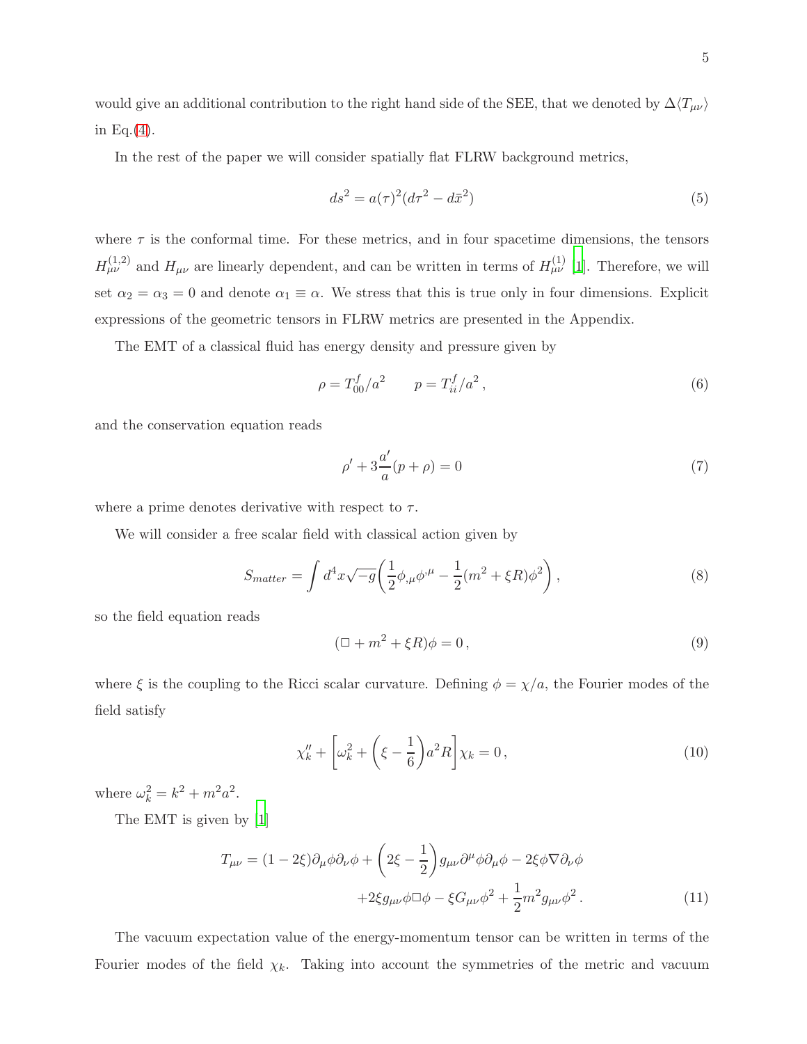would give an additional contribution to the right hand side of the SEE, that we denoted by $\Delta\langle T_{\mu\nu}\rangle$ in Eq.(4).

In the rest of the paper we will consider spatially flat FLRW background metrics,

$$ds^2 = a(\tau)^2(d\tau^2 - d\vec{x}^2) \tag{5}$$

where $\tau$ is the conformal time. For these metrics, and in four spacetime dimensions, the tensors $H^{(1,2)}_{\mu\nu}$ and $H_{\mu\nu}$ are linearly dependent, and can be written in terms of $H^{(1)}_{\mu\nu}$ [1]. Therefore, we will set $\alpha_2 = \alpha_3 = 0$ and denote $\alpha_1 \equiv \alpha$. We stress that this is true only in four dimensions. Explicit expressions of the geometric tensors in FLRW metrics are presented in the Appendix.

The EMT of a classical fluid has energy density and pressure given by

$$\rho = T^f_{00}/a^2 \qquad p = T^f_{ii}/a^2\,, \tag{6}$$

and the conservation equation reads

$$\rho' + 3\frac{a'}{a}(p+\rho) = 0 \tag{7}$$

where a prime denotes derivative with respect to $\tau$.

We will consider a free scalar field with classical action given by

$$S_{matter} = \int d^4x\sqrt{-g}\bigg(\frac{1}{2}\phi_{,\mu}\phi^{,\mu} - \frac{1}{2}(m^2 + \xi R)\phi^2\bigg)\,, \tag{8}$$

so the field equation reads

$$(\Box + m^2 + \xi R)\phi = 0\,, \tag{9}$$

where $\xi$ is the coupling to the Ricci scalar curvature. Defining $\phi = \chi/a$, the Fourier modes of the field satisfy

$$\chi_k'' + \bigg[\omega_k^2 + \bigg(\xi - \frac{1}{6}\bigg)a^2 R\bigg]\chi_k = 0\,, \tag{10}$$

where $\omega_k^2 = k^2 + m^2a^2$.

The EMT is given by [1]

$$\begin{aligned}T_{\mu\nu} = (1-2\xi)\partial_\mu\phi\partial_\nu\phi + \bigg(2\xi - \frac{1}{2}\bigg)g_{\mu\nu}\partial^\mu\phi\partial_\mu\phi - 2\xi\phi\nabla\partial_\nu\phi \\ +2\xi g_{\mu\nu}\phi\Box\phi - \xi G_{\mu\nu}\phi^2 + \frac{1}{2}m^2 g_{\mu\nu}\phi^2\,.\end{aligned} \tag{11}$$

The vacuum expectation value of the energy-momentum tensor can be written in terms of the Fourier modes of the field $\chi_k$. Taking into account the symmetries of the metric and vacuum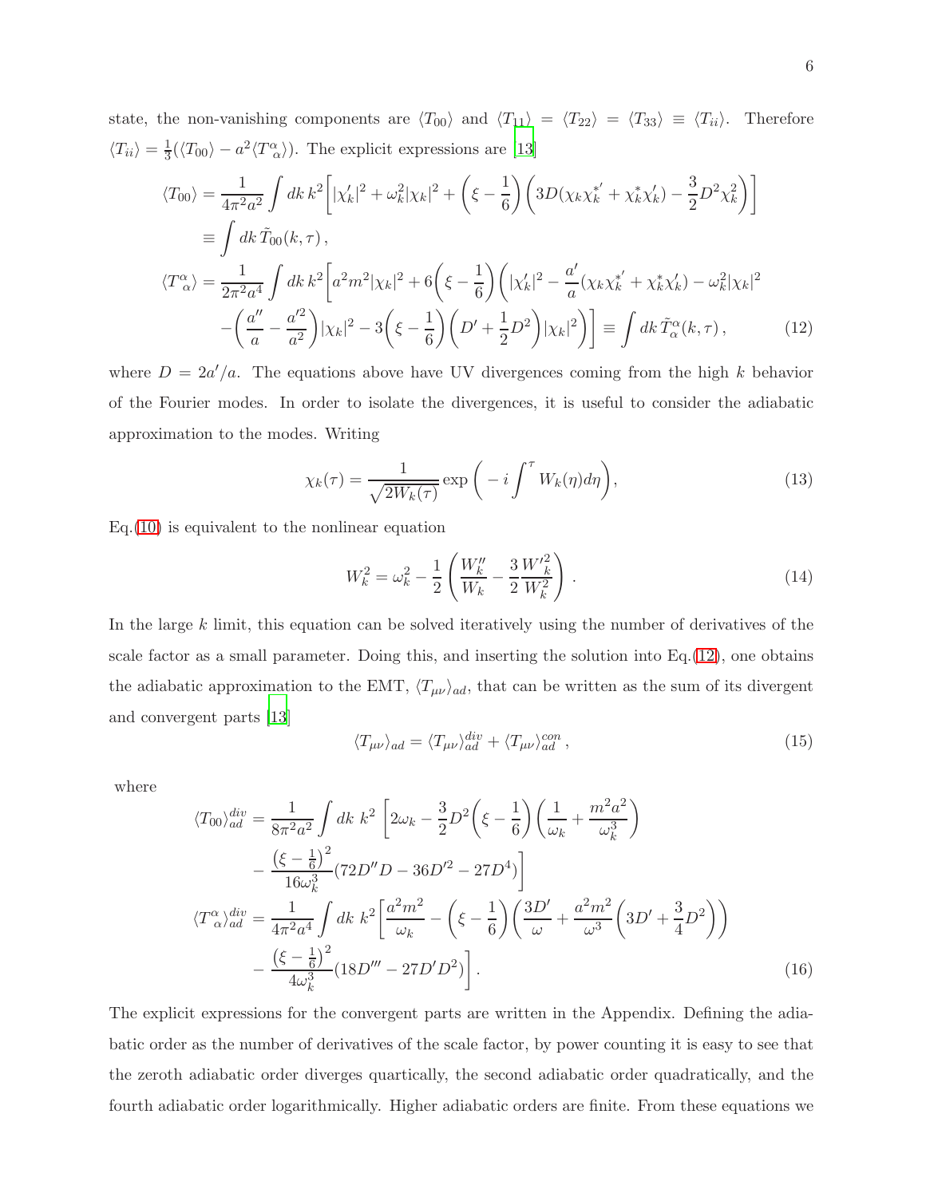state, the non-vanishing components are $\langle T_{00}\rangle$ and $\langle T_{11}\rangle = \langle T_{22}\rangle = \langle T_{33}\rangle \equiv \langle T_{ii}\rangle$. Therefore $\langle T_{ii}\rangle = \frac{1}{3}(\langle T_{00}\rangle - a^2\langle T^{\alpha}_{\ \alpha}\rangle)$. The explicit expressions are [13]

$$
\begin{aligned}
\langle T_{00}\rangle &= \frac{1}{4\pi^2 a^2}\int dk\, k^2\bigg[|\chi_k'|^2 + \omega_k^2|\chi_k|^2 + \left(\xi - \frac{1}{6}\right)\left(3D(\chi_k\chi_k^{*'} + \chi_k^*\chi_k') - \frac{3}{2}D^2\chi_k^2\right)\bigg] \\
&\equiv \int dk\, \tilde{T}_{00}(k,\tau)\,, \\
\langle T^{\alpha}_{\ \alpha}\rangle &= \frac{1}{2\pi^2 a^4}\int dk\, k^2\bigg[a^2m^2|\chi_k|^2 + 6\left(\xi - \frac{1}{6}\right)\bigg(|\chi_k'|^2 - \frac{a'}{a}(\chi_k\chi_k^{*'} + \chi_k^*\chi_k') - \omega_k^2|\chi_k|^2 \\
&\quad - \left(\frac{a''}{a} - \frac{a'^2}{a^2}\right)|\chi_k|^2 - 3\left(\xi - \frac{1}{6}\right)\left(D' + \frac{1}{2}D^2\right)|\chi_k|^2\bigg)\bigg] \equiv \int dk\, \tilde{T}^{\alpha}_{\ \alpha}(k,\tau)\,,
\end{aligned}
\tag{12}
$$

where $D = 2a'/a$. The equations above have UV divergences coming from the high $k$ behavior of the Fourier modes. In order to isolate the divergences, it is useful to consider the adiabatic approximation to the modes. Writing

$$
\chi_k(\tau) = \frac{1}{\sqrt{2W_k(\tau)}}\exp\left(-i\int^{\tau} W_k(\eta)d\eta\right),
\tag{13}
$$

Eq.(10) is equivalent to the nonlinear equation

$$
W_k^2 = \omega_k^2 - \frac{1}{2}\left(\frac{W_k''}{W_k} - \frac{3}{2}\frac{W_k'^2}{W_k^2}\right)\,.
\tag{14}
$$

In the large $k$ limit, this equation can be solved iteratively using the number of derivatives of the scale factor as a small parameter. Doing this, and inserting the solution into Eq.(12), one obtains the adiabatic approximation to the EMT, $\langle T_{\mu\nu}\rangle_{ad}$, that can be written as the sum of its divergent and convergent parts [13]

$$
\langle T_{\mu\nu}\rangle_{ad} = \langle T_{\mu\nu}\rangle_{ad}^{div} + \langle T_{\mu\nu}\rangle_{ad}^{con}\,,
\tag{15}
$$

where

$$
\begin{aligned}
\langle T_{00}\rangle_{ad}^{div} &= \frac{1}{8\pi^2 a^2}\int dk\ k^2\ \bigg[2\omega_k - \frac{3}{2}D^2\left(\xi - \frac{1}{6}\right)\left(\frac{1}{\omega_k} + \frac{m^2a^2}{\omega_k^3}\right) \\
&\quad - \frac{\left(\xi - \frac{1}{6}\right)^2}{16\omega_k^3}(72D''D - 36D'^2 - 27D^4)\bigg] \\
\langle T^{\alpha}_{\ \alpha}\rangle_{ad}^{div} &= \frac{1}{4\pi^2 a^4}\int dk\ k^2\bigg[\frac{a^2m^2}{\omega_k} - \left(\xi - \frac{1}{6}\right)\left(\frac{3D'}{\omega} + \frac{a^2m^2}{\omega^3}\left(3D' + \frac{3}{4}D^2\right)\right) \\
&\quad - \frac{\left(\xi - \frac{1}{6}\right)^2}{4\omega_k^3}(18D''' - 27D'D^2)\bigg]\,.
\end{aligned}
\tag{16}
$$

The explicit expressions for the convergent parts are written in the Appendix. Defining the adiabatic order as the number of derivatives of the scale factor, by power counting it is easy to see that the zeroth adiabatic order diverges quartically, the second adiabatic order quadratically, and the fourth adiabatic order logarithmically. Higher adiabatic orders are finite. From these equations we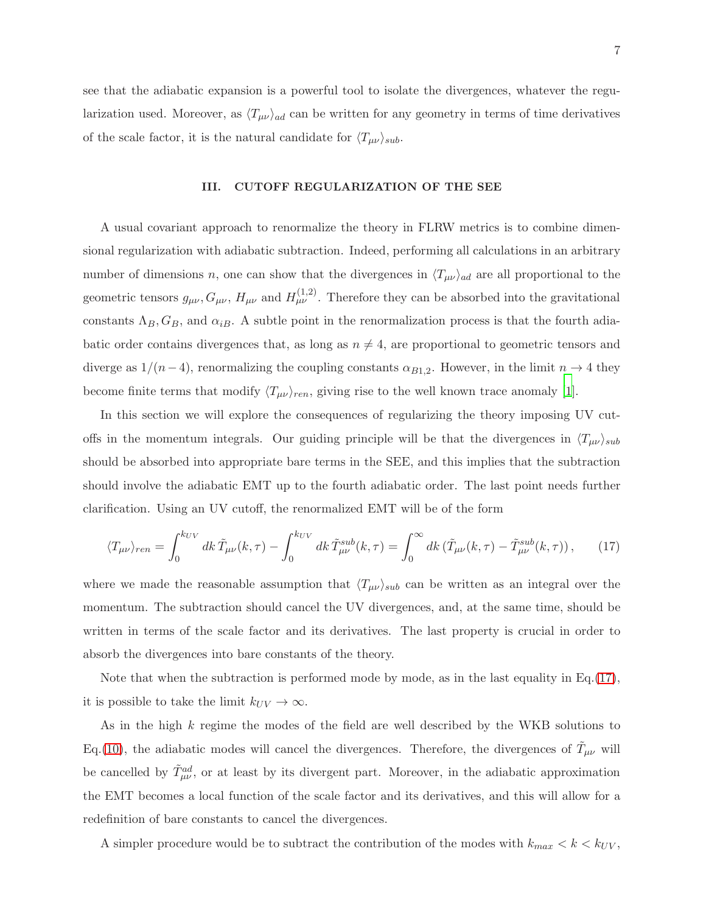see that the adiabatic expansion is a powerful tool to isolate the divergences, whatever the regularization used. Moreover, as $\langle T_{\mu\nu}\rangle_{ad}$ can be written for any geometry in terms of time derivatives of the scale factor, it is the natural candidate for $\langle T_{\mu\nu}\rangle_{sub}$.

## III. CUTOFF REGULARIZATION OF THE SEE

A usual covariant approach to renormalize the theory in FLRW metrics is to combine dimensional regularization with adiabatic subtraction. Indeed, performing all calculations in an arbitrary number of dimensions $n$, one can show that the divergences in $\langle T_{\mu\nu}\rangle_{ad}$ are all proportional to the geometric tensors $g_{\mu\nu}, G_{\mu\nu}$, $H_{\mu\nu}$ and $H^{(1,2)}_{\mu\nu}$. Therefore they can be absorbed into the gravitational constants $\Lambda_B, G_B$, and $\alpha_{iB}$. A subtle point in the renormalization process is that the fourth adiabatic order contains divergences that, as long as $n \neq 4$, are proportional to geometric tensors and diverge as $1/(n-4)$, renormalizing the coupling constants $\alpha_{B1,2}$. However, in the limit $n \to 4$ they become finite terms that modify $\langle T_{\mu\nu}\rangle_{ren}$, giving rise to the well known trace anomaly [1].

In this section we will explore the consequences of regularizing the theory imposing UV cutoffs in the momentum integrals. Our guiding principle will be that the divergences in $\langle T_{\mu\nu}\rangle_{sub}$ should be absorbed into appropriate bare terms in the SEE, and this implies that the subtraction should involve the adiabatic EMT up to the fourth adiabatic order. The last point needs further clarification. Using an UV cutoff, the renormalized EMT will be of the form

$$\langle T_{\mu\nu}\rangle_{ren} = \int_0^{k_{UV}} dk\, \tilde{T}_{\mu\nu}(k,\tau) - \int_0^{k_{UV}} dk\, \tilde{T}^{sub}_{\mu\nu}(k,\tau) = \int_0^{\infty} dk\, (\tilde{T}_{\mu\nu}(k,\tau) - \tilde{T}^{sub}_{\mu\nu}(k,\tau)), \qquad (17)$$

where we made the reasonable assumption that $\langle T_{\mu\nu}\rangle_{sub}$ can be written as an integral over the momentum. The subtraction should cancel the UV divergences, and, at the same time, should be written in terms of the scale factor and its derivatives. The last property is crucial in order to absorb the divergences into bare constants of the theory.

Note that when the subtraction is performed mode by mode, as in the last equality in Eq.(17), it is possible to take the limit $k_{UV} \to \infty$.

As in the high $k$ regime the modes of the field are well described by the WKB solutions to Eq.(10), the adiabatic modes will cancel the divergences. Therefore, the divergences of $\tilde{T}_{\mu\nu}$ will be cancelled by $\tilde{T}^{ad}_{\mu\nu}$, or at least by its divergent part. Moreover, in the adiabatic approximation the EMT becomes a local function of the scale factor and its derivatives, and this will allow for a redefinition of bare constants to cancel the divergences.

A simpler procedure would be to subtract the contribution of the modes with $k_{max} < k < k_{UV}$,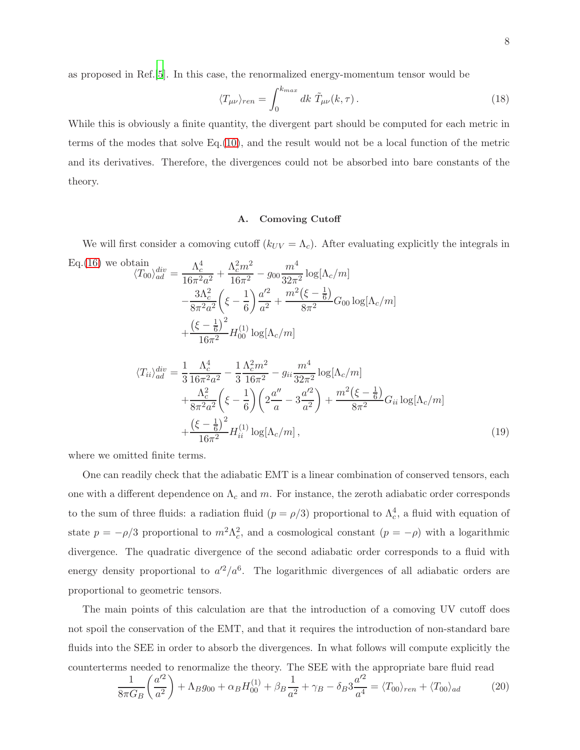as proposed in Ref.[5]. In this case, the renormalized energy-momentum tensor would be

$$\langle T_{\mu\nu}\rangle_{ren} = \int_0^{k_{max}} dk\ \tilde{T}_{\mu\nu}(k,\tau)\,. \tag{18}$$

While this is obviously a finite quantity, the divergent part should be computed for each metric in terms of the modes that solve Eq.(10), and the result would not be a local function of the metric and its derivatives. Therefore, the divergences could not be absorbed into bare constants of the theory.

### A. Comoving Cutoff

We will first consider a comoving cutoff ($k_{UV} = \Lambda_c$). After evaluating explicitly the integrals in Eq.(16) we obtain

$$\begin{aligned}
\langle T_{00}\rangle_{ad}^{div} &= \frac{\Lambda_c^4}{16\pi^2 a^2} + \frac{\Lambda_c^2 m^2}{16\pi^2} - g_{00}\frac{m^4}{32\pi^2}\log[\Lambda_c/m] \\
&\quad -\frac{3\Lambda_c^2}{8\pi^2 a^2}\left(\xi - \frac{1}{6}\right)\frac{a'^2}{a^2} + \frac{m^2\left(\xi-\frac{1}{6}\right)}{8\pi^2}G_{00}\log[\Lambda_c/m] \\
&\quad +\frac{\left(\xi-\frac{1}{6}\right)^2}{16\pi^2}H_{00}^{(1)}\log[\Lambda_c/m]
\end{aligned}$$

$$\begin{aligned}
\langle T_{ii}\rangle_{ad}^{div} &= \frac{1}{3}\frac{\Lambda_c^4}{16\pi^2 a^2} - \frac{1}{3}\frac{\Lambda_c^2 m^2}{16\pi^2} - g_{ii}\frac{m^4}{32\pi^2}\log[\Lambda_c/m] \\
&\quad +\frac{\Lambda_c^2}{8\pi^2 a^2}\left(\xi - \frac{1}{6}\right)\left(2\frac{a''}{a} - 3\frac{a'^2}{a^2}\right) + \frac{m^2\left(\xi-\frac{1}{6}\right)}{8\pi^2}G_{ii}\log[\Lambda_c/m] \\
&\quad +\frac{\left(\xi-\frac{1}{6}\right)^2}{16\pi^2}H_{ii}^{(1)}\log[\Lambda_c/m]\,,
\end{aligned} \tag{19}$$

where we omitted finite terms.

One can readily check that the adiabatic EMT is a linear combination of conserved tensors, each one with a different dependence on $\Lambda_c$ and $m$. For instance, the zeroth adiabatic order corresponds to the sum of three fluids: a radiation fluid ($p = \rho/3$) proportional to $\Lambda_c^4$, a fluid with equation of state $p = -\rho/3$ proportional to $m^2\Lambda_c^2$, and a cosmological constant ($p = -\rho$) with a logarithmic divergence. The quadratic divergence of the second adiabatic order corresponds to a fluid with energy density proportional to $a'^2/a^6$. The logarithmic divergences of all adiabatic orders are proportional to geometric tensors.

The main points of this calculation are that the introduction of a comoving UV cutoff does not spoil the conservation of the EMT, and that it requires the introduction of non-standard bare fluids into the SEE in order to absorb the divergences. In what follows will compute explicitly the counterterms needed to renormalize the theory. The SEE with the appropriate bare fluid read

$$\frac{1}{8\pi G_B}\left(\frac{a'^2}{a^2}\right) + \Lambda_B g_{00} + \alpha_B H_{00}^{(1)} + \beta_B\frac{1}{a^2} + \gamma_B - \delta_B 3\frac{a'^2}{a^4} = \langle T_{00}\rangle_{ren} + \langle T_{00}\rangle_{ad} \tag{20}$$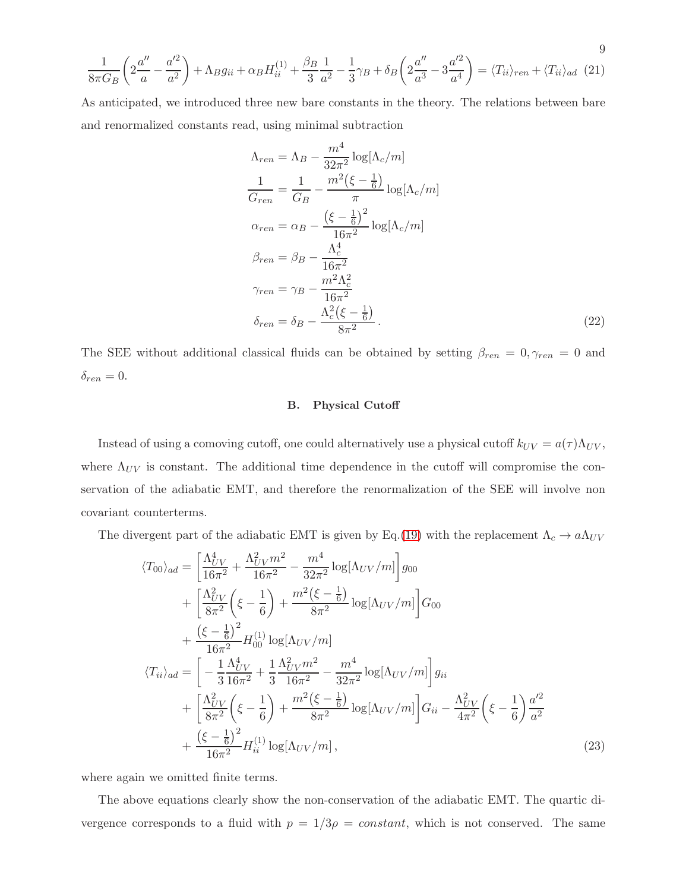$$
\frac{1}{8\pi G_B}\left(2\frac{a''}{a}-\frac{a'^2}{a^2}\right)+\Lambda_B g_{ii}+\alpha_B H^{(1)}_{ii}+\frac{\beta_B}{3}\frac{1}{a^2}-\frac{1}{3}\gamma_B+\delta_B\left(2\frac{a''}{a^3}-3\frac{a'^2}{a^4}\right)=\langle T_{ii}\rangle_{ren}+\langle T_{ii}\rangle_{ad} \quad (21)
$$

As anticipated, we introduced three new bare constants in the theory. The relations between bare and renormalized constants read, using minimal subtraction

$$
\begin{aligned}
\Lambda_{ren} &= \Lambda_B - \frac{m^4}{32\pi^2}\log[\Lambda_c/m] \\
\frac{1}{G_{ren}} &= \frac{1}{G_B} - \frac{m^2\left(\xi-\frac{1}{6}\right)}{\pi}\log[\Lambda_c/m] \\
\alpha_{ren} &= \alpha_B - \frac{\left(\xi-\frac{1}{6}\right)^2}{16\pi^2}\log[\Lambda_c/m] \\
\beta_{ren} &= \beta_B - \frac{\Lambda_c^4}{16\pi^2} \\
\gamma_{ren} &= \gamma_B - \frac{m^2\Lambda_c^2}{16\pi^2} \\
\delta_{ren} &= \delta_B - \frac{\Lambda_c^2\left(\xi-\frac{1}{6}\right)}{8\pi^2}\,.
\end{aligned} \quad (22)
$$

The SEE without additional classical fluids can be obtained by setting $\beta_{ren}=0, \gamma_{ren}=0$ and $\delta_{ren}=0$.

### B. Physical Cutoff

Instead of using a comoving cutoff, one could alternatively use a physical cutoff $k_{UV}=a(\tau)\Lambda_{UV}$, where $\Lambda_{UV}$ is constant. The additional time dependence in the cutoff will compromise the conservation of the adiabatic EMT, and therefore the renormalization of the SEE will involve non covariant counterterms.

The divergent part of the adiabatic EMT is given by Eq.(19) with the replacement $\Lambda_c \to a\Lambda_{UV}$

$$
\begin{aligned}
\langle T_{00}\rangle_{ad} &= \left[\frac{\Lambda_{UV}^4}{16\pi^2}+\frac{\Lambda_{UV}^2 m^2}{16\pi^2}-\frac{m^4}{32\pi^2}\log[\Lambda_{UV}/m]\right]g_{00} \\
&+\left[\frac{\Lambda_{UV}^2}{8\pi^2}\left(\xi-\frac{1}{6}\right)+\frac{m^2\left(\xi-\frac{1}{6}\right)}{8\pi^2}\log[\Lambda_{UV}/m]\right]G_{00} \\
&+\frac{\left(\xi-\frac{1}{6}\right)^2}{16\pi^2}H^{(1)}_{00}\log[\Lambda_{UV}/m] \\
\langle T_{ii}\rangle_{ad} &= \left[-\frac{1}{3}\frac{\Lambda_{UV}^4}{16\pi^2}+\frac{1}{3}\frac{\Lambda_{UV}^2 m^2}{16\pi^2}-\frac{m^4}{32\pi^2}\log[\Lambda_{UV}/m]\right]g_{ii} \\
&+\left[\frac{\Lambda_{UV}^2}{8\pi^2}\left(\xi-\frac{1}{6}\right)+\frac{m^2\left(\xi-\frac{1}{6}\right)}{8\pi^2}\log[\Lambda_{UV}/m]\right]G_{ii}-\frac{\Lambda_{UV}^2}{4\pi^2}\left(\xi-\frac{1}{6}\right)\frac{a'^2}{a^2} \\
&+\frac{\left(\xi-\frac{1}{6}\right)^2}{16\pi^2}H^{(1)}_{ii}\log[\Lambda_{UV}/m]\,,
\end{aligned} \quad (23)
$$

where again we omitted finite terms.

The above equations clearly show the non-conservation of the adiabatic EMT. The quartic divergence corresponds to a fluid with $p=1/3\rho=constant$, which is not conserved. The same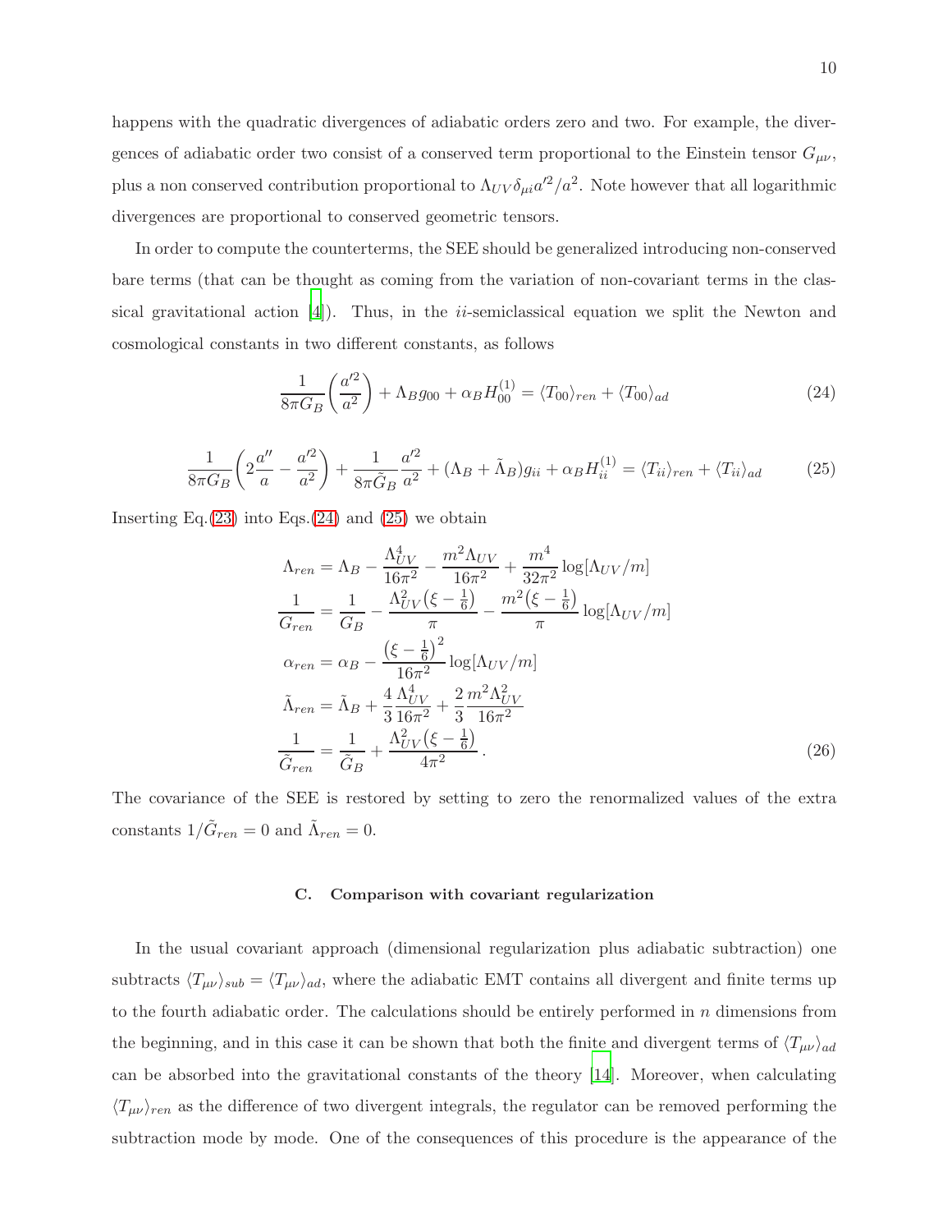happens with the quadratic divergences of adiabatic orders zero and two. For example, the divergences of adiabatic order two consist of a conserved term proportional to the Einstein tensor $G_{\mu\nu}$, plus a non conserved contribution proportional to $\Lambda_{UV}\delta_{\mu i}a'^2/a^2$. Note however that all logarithmic divergences are proportional to conserved geometric tensors.

In order to compute the counterterms, the SEE should be generalized introducing non-conserved bare terms (that can be thought as coming from the variation of non-covariant terms in the classical gravitational action [4]). Thus, in the $ii$-semiclassical equation we split the Newton and cosmological constants in two different constants, as follows

$$\frac{1}{8\pi G_B}\left(\frac{a'^2}{a^2}\right) + \Lambda_B g_{00} + \alpha_B H^{(1)}_{00} = \langle T_{00}\rangle_{ren} + \langle T_{00}\rangle_{ad} \tag{24}$$

$$\frac{1}{8\pi G_B}\left(2\frac{a''}{a} - \frac{a'^2}{a^2}\right) + \frac{1}{8\pi \tilde{G}_B}\frac{a'^2}{a^2} + (\Lambda_B + \tilde{\Lambda}_B)g_{ii} + \alpha_B H^{(1)}_{ii} = \langle T_{ii}\rangle_{ren} + \langle T_{ii}\rangle_{ad} \tag{25}$$

Inserting Eq.(23) into Eqs.(24) and (25) we obtain

$$\begin{aligned}
\Lambda_{ren} &= \Lambda_B - \frac{\Lambda_{UV}^4}{16\pi^2} - \frac{m^2\Lambda_{UV}}{16\pi^2} + \frac{m^4}{32\pi^2}\log[\Lambda_{UV}/m] \\
\frac{1}{G_{ren}} &= \frac{1}{G_B} - \frac{\Lambda_{UV}^2\left(\xi - \frac{1}{6}\right)}{\pi} - \frac{m^2\left(\xi - \frac{1}{6}\right)}{\pi}\log[\Lambda_{UV}/m] \\
\alpha_{ren} &= \alpha_B - \frac{\left(\xi - \frac{1}{6}\right)^2}{16\pi^2}\log[\Lambda_{UV}/m] \\
\tilde{\Lambda}_{ren} &= \tilde{\Lambda}_B + \frac{4}{3}\frac{\Lambda_{UV}^4}{16\pi^2} + \frac{2}{3}\frac{m^2\Lambda_{UV}^2}{16\pi^2} \\
\frac{1}{\tilde{G}_{ren}} &= \frac{1}{\tilde{G}_B} + \frac{\Lambda_{UV}^2\left(\xi - \frac{1}{6}\right)}{4\pi^2}\,.
\end{aligned} \tag{26}$$

The covariance of the SEE is restored by setting to zero the renormalized values of the extra constants $1/\tilde{G}_{ren} = 0$ and $\tilde{\Lambda}_{ren} = 0$.

### C. Comparison with covariant regularization

In the usual covariant approach (dimensional regularization plus adiabatic subtraction) one subtracts $\langle T_{\mu\nu}\rangle_{sub} = \langle T_{\mu\nu}\rangle_{ad}$, where the adiabatic EMT contains all divergent and finite terms up to the fourth adiabatic order. The calculations should be entirely performed in $n$ dimensions from the beginning, and in this case it can be shown that both the finite and divergent terms of $\langle T_{\mu\nu}\rangle_{ad}$ can be absorbed into the gravitational constants of the theory [14]. Moreover, when calculating $\langle T_{\mu\nu}\rangle_{ren}$ as the difference of two divergent integrals, the regulator can be removed performing the subtraction mode by mode. One of the consequences of this procedure is the appearance of the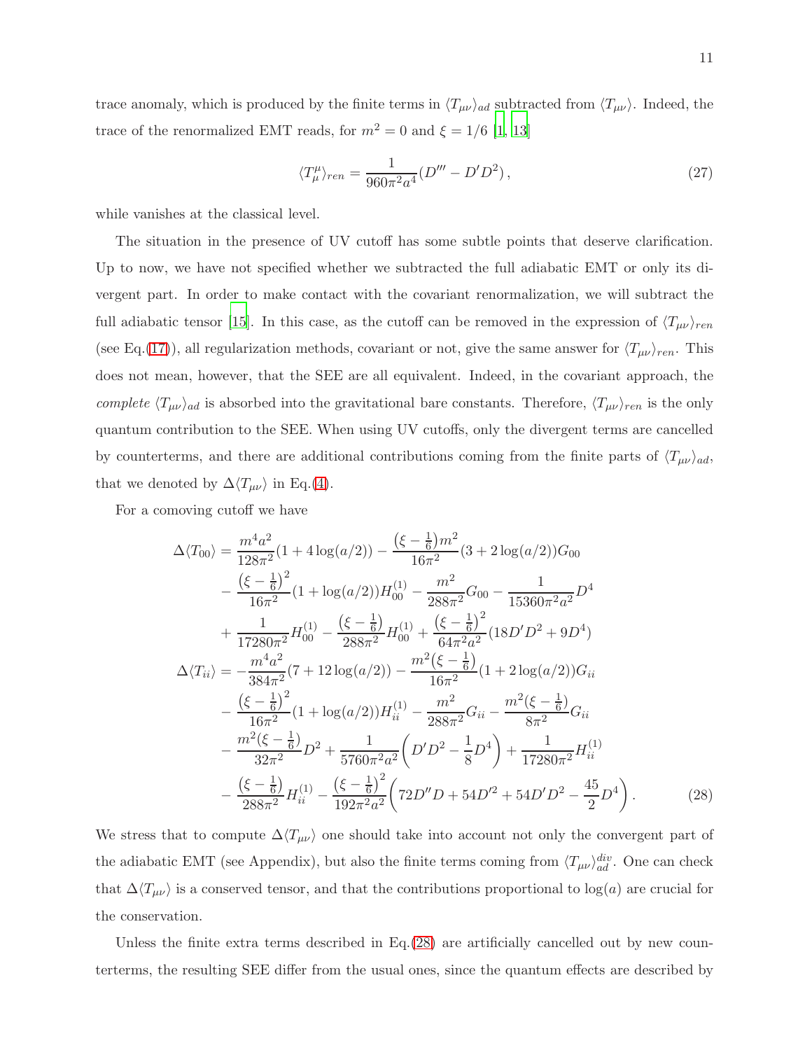trace anomaly, which is produced by the finite terms in $\langle T_{\mu\nu}\rangle_{ad}$ subtracted from $\langle T_{\mu\nu}\rangle$. Indeed, the trace of the renormalized EMT reads, for $m^2 = 0$ and $\xi = 1/6$ [1, 13]

$$\langle T^{\mu}_{\mu}\rangle_{ren} = \frac{1}{960\pi^2 a^4}(D''' - D'D^2)\,, \tag{27}$$

while vanishes at the classical level.

The situation in the presence of UV cutoff has some subtle points that deserve clarification. Up to now, we have not specified whether we subtracted the full adiabatic EMT or only its divergent part. In order to make contact with the covariant renormalization, we will subtract the full adiabatic tensor [15]. In this case, as the cutoff can be removed in the expression of $\langle T_{\mu\nu}\rangle_{ren}$ (see Eq.(17)), all regularization methods, covariant or not, give the same answer for $\langle T_{\mu\nu}\rangle_{ren}$. This does not mean, however, that the SEE are all equivalent. Indeed, in the covariant approach, the *complete* $\langle T_{\mu\nu}\rangle_{ad}$ is absorbed into the gravitational bare constants. Therefore, $\langle T_{\mu\nu}\rangle_{ren}$ is the only quantum contribution to the SEE. When using UV cutoffs, only the divergent terms are cancelled by counterterms, and there are additional contributions coming from the finite parts of $\langle T_{\mu\nu}\rangle_{ad}$, that we denoted by $\Delta\langle T_{\mu\nu}\rangle$ in Eq.(4).

For a comoving cutoff we have

$$\begin{aligned}
\Delta\langle T_{00}\rangle =\ & \frac{m^4a^2}{128\pi^2}(1+4\log(a/2)) - \frac{\left(\xi-\frac{1}{6}\right)m^2}{16\pi^2}(3+2\log(a/2))G_{00} \\
& - \frac{\left(\xi-\frac{1}{6}\right)^2}{16\pi^2}(1+\log(a/2))H^{(1)}_{00} - \frac{m^2}{288\pi^2}G_{00} - \frac{1}{15360\pi^2a^2}D^4 \\
& + \frac{1}{17280\pi^2}H^{(1)}_{00} - \frac{\left(\xi-\frac{1}{6}\right)}{288\pi^2}H^{(1)}_{00} + \frac{\left(\xi-\frac{1}{6}\right)^2}{64\pi^2a^2}(18D'D^2+9D^4) \\
\Delta\langle T_{ii}\rangle =\ & -\frac{m^4a^2}{384\pi^2}(7+12\log(a/2)) - \frac{m^2\left(\xi-\frac{1}{6}\right)}{16\pi^2}(1+2\log(a/2))G_{ii} \\
& - \frac{\left(\xi-\frac{1}{6}\right)^2}{16\pi^2}(1+\log(a/2))H^{(1)}_{ii} - \frac{m^2}{288\pi^2}G_{ii} - \frac{m^2\left(\xi-\frac{1}{6}\right)}{8\pi^2}G_{ii} \\
& - \frac{m^2\left(\xi-\frac{1}{6}\right)}{32\pi^2}D^2 + \frac{1}{5760\pi^2a^2}\left(D'D^2-\frac{1}{8}D^4\right) + \frac{1}{17280\pi^2}H^{(1)}_{ii} \\
& - \frac{\left(\xi-\frac{1}{6}\right)}{288\pi^2}H^{(1)}_{ii} - \frac{\left(\xi-\frac{1}{6}\right)^2}{192\pi^2a^2}\left(72D''D+54D'^2+54D'D^2-\frac{45}{2}D^4\right).
\end{aligned} \tag{28}$$

We stress that to compute $\Delta\langle T_{\mu\nu}\rangle$ one should take into account not only the convergent part of the adiabatic EMT (see Appendix), but also the finite terms coming from $\langle T_{\mu\nu}\rangle^{div}_{ad}$. One can check that $\Delta\langle T_{\mu\nu}\rangle$ is a conserved tensor, and that the contributions proportional to $\log(a)$ are crucial for the conservation.

Unless the finite extra terms described in Eq.(28) are artificially cancelled out by new counterterms, the resulting SEE differ from the usual ones, since the quantum effects are described by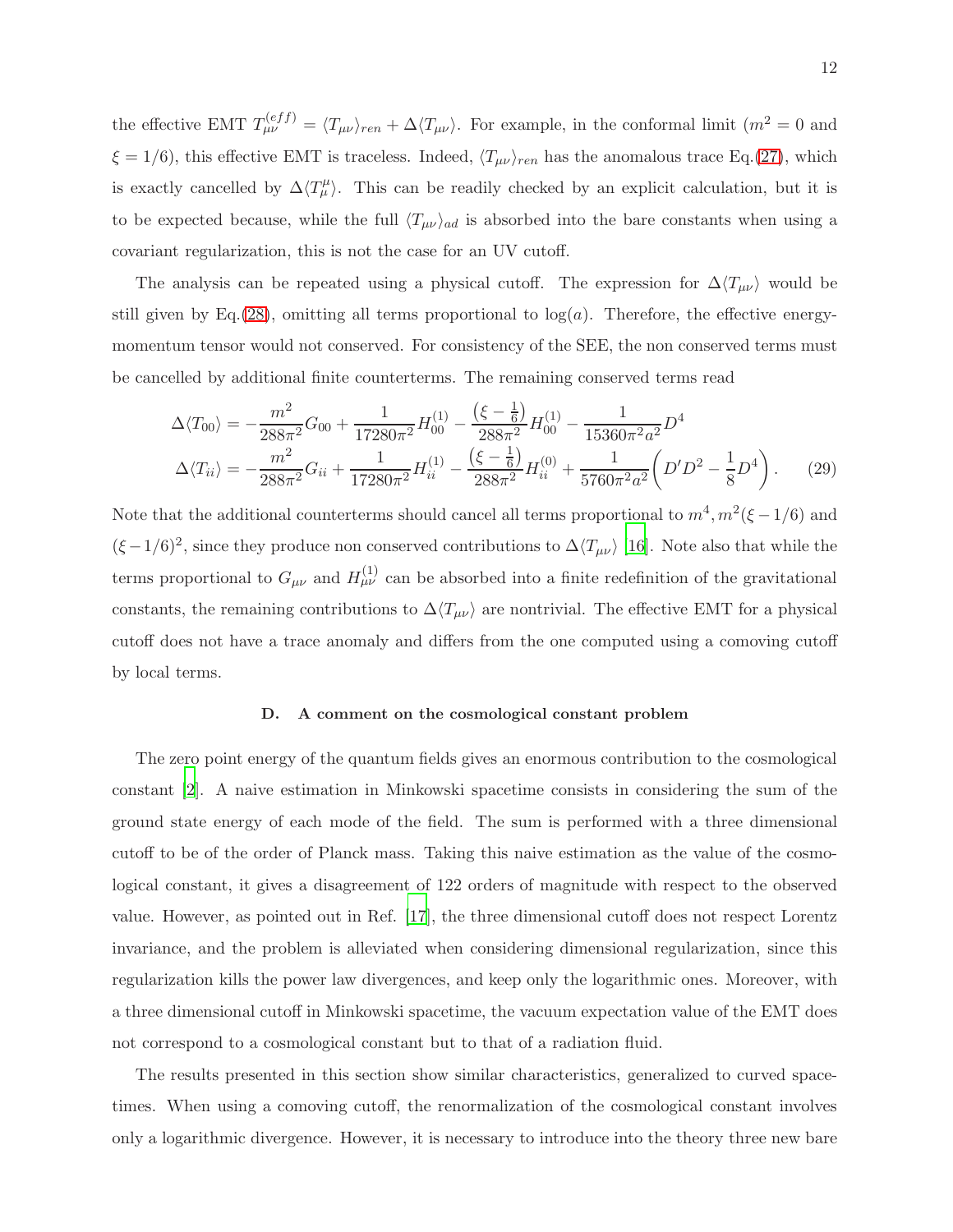the effective EMT $T_{\mu\nu}^{(eff)} = \langle T_{\mu\nu}\rangle_{ren} + \Delta\langle T_{\mu\nu}\rangle$. For example, in the conformal limit ($m^2 = 0$ and $\xi = 1/6$), this effective EMT is traceless. Indeed, $\langle T_{\mu\nu}\rangle_{ren}$ has the anomalous trace Eq.(27), which is exactly cancelled by $\Delta\langle T_\mu^\mu\rangle$. This can be readily checked by an explicit calculation, but it is to be expected because, while the full $\langle T_{\mu\nu}\rangle_{ad}$ is absorbed into the bare constants when using a covariant regularization, this is not the case for an UV cutoff.

The analysis can be repeated using a physical cutoff. The expression for $\Delta\langle T_{\mu\nu}\rangle$ would be still given by Eq.(28), omitting all terms proportional to $\log(a)$. Therefore, the effective energy-momentum tensor would not conserved. For consistency of the SEE, the non conserved terms must be cancelled by additional finite counterterms. The remaining conserved terms read

$$
\begin{aligned}
\Delta\langle T_{00}\rangle &= -\frac{m^2}{288\pi^2}G_{00} + \frac{1}{17280\pi^2}H_{00}^{(1)} - \frac{\left(\xi - \frac{1}{6}\right)}{288\pi^2}H_{00}^{(1)} - \frac{1}{15360\pi^2 a^2}D^4 \\
\Delta\langle T_{ii}\rangle &= -\frac{m^2}{288\pi^2}G_{ii} + \frac{1}{17280\pi^2}H_{ii}^{(1)} - \frac{\left(\xi - \frac{1}{6}\right)}{288\pi^2}H_{ii}^{(0)} + \frac{1}{5760\pi^2 a^2}\left(D' D^2 - \frac{1}{8}D^4\right).
\end{aligned} \tag{29}
$$

Note that the additional counterterms should cancel all terms proportional to $m^4, m^2(\xi - 1/6)$ and $(\xi - 1/6)^2$, since they produce non conserved contributions to $\Delta\langle T_{\mu\nu}\rangle$ [16]. Note also that while the terms proportional to $G_{\mu\nu}$ and $H_{\mu\nu}^{(1)}$ can be absorbed into a finite redefinition of the gravitational constants, the remaining contributions to $\Delta\langle T_{\mu\nu}\rangle$ are nontrivial. The effective EMT for a physical cutoff does not have a trace anomaly and differs from the one computed using a comoving cutoff by local terms.

### D. A comment on the cosmological constant problem

The zero point energy of the quantum fields gives an enormous contribution to the cosmological constant [2]. A naive estimation in Minkowski spacetime consists in considering the sum of the ground state energy of each mode of the field. The sum is performed with a three dimensional cutoff to be of the order of Planck mass. Taking this naive estimation as the value of the cosmological constant, it gives a disagreement of 122 orders of magnitude with respect to the observed value. However, as pointed out in Ref. [17], the three dimensional cutoff does not respect Lorentz invariance, and the problem is alleviated when considering dimensional regularization, since this regularization kills the power law divergences, and keep only the logarithmic ones. Moreover, with a three dimensional cutoff in Minkowski spacetime, the vacuum expectation value of the EMT does not correspond to a cosmological constant but to that of a radiation fluid.

The results presented in this section show similar characteristics, generalized to curved spacetimes. When using a comoving cutoff, the renormalization of the cosmological constant involves only a logarithmic divergence. However, it is necessary to introduce into the theory three new bare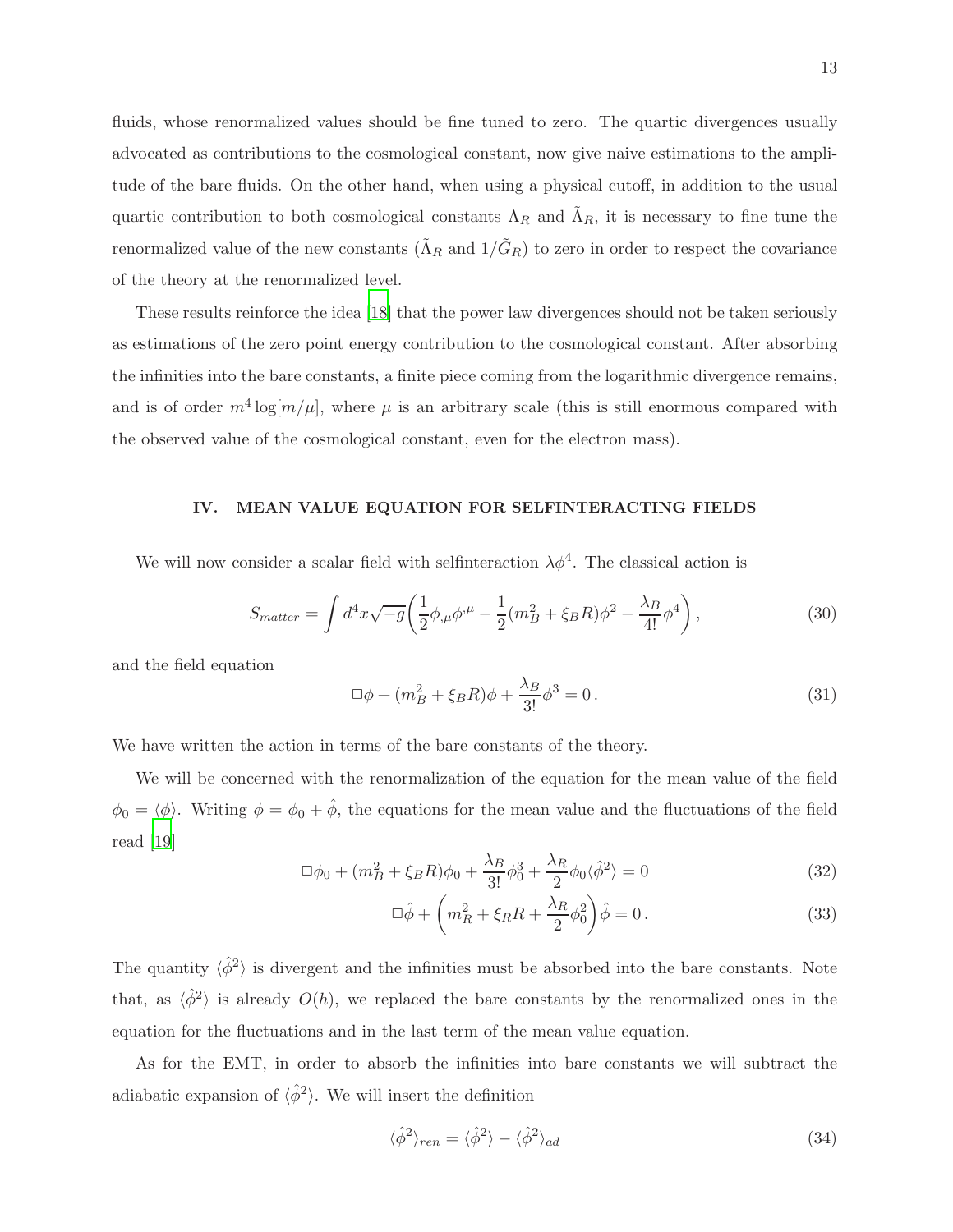fluids, whose renormalized values should be fine tuned to zero. The quartic divergences usually advocated as contributions to the cosmological constant, now give naive estimations to the amplitude of the bare fluids. On the other hand, when using a physical cutoff, in addition to the usual quartic contribution to both cosmological constants $\Lambda_R$ and $\tilde{\Lambda}_R$, it is necessary to fine tune the renormalized value of the new constants ($\tilde{\Lambda}_R$ and $1/\tilde{G}_R$) to zero in order to respect the covariance of the theory at the renormalized level.

These results reinforce the idea [18] that the power law divergences should not be taken seriously as estimations of the zero point energy contribution to the cosmological constant. After absorbing the infinities into the bare constants, a finite piece coming from the logarithmic divergence remains, and is of order $m^4 \log[m/\mu]$, where $\mu$ is an arbitrary scale (this is still enormous compared with the observed value of the cosmological constant, even for the electron mass).

## IV. MEAN VALUE EQUATION FOR SELFINTERACTING FIELDS

We will now consider a scalar field with selfinteraction $\lambda\phi^4$. The classical action is

$$S_{matter} = \int d^4x\sqrt{-g}\left(\frac{1}{2}\phi_{,\mu}\phi^{,\mu} - \frac{1}{2}(m_B^2 + \xi_B R)\phi^2 - \frac{\lambda_B}{4!}\phi^4\right), \tag{30}$$

and the field equation

$$\Box\phi + (m_B^2 + \xi_B R)\phi + \frac{\lambda_B}{3!}\phi^3 = 0\,. \tag{31}$$

We have written the action in terms of the bare constants of the theory.

We will be concerned with the renormalization of the equation for the mean value of the field $\phi_0 = \langle\phi\rangle$. Writing $\phi = \phi_0 + \hat{\phi}$, the equations for the mean value and the fluctuations of the field read [19]

$$\Box\phi_0 + (m_B^2 + \xi_B R)\phi_0 + \frac{\lambda_B}{3!}\phi_0^3 + \frac{\lambda_R}{2}\phi_0\langle\hat{\phi}^2\rangle = 0 \tag{32}$$

$$\Box\hat{\phi} + \left(m_R^2 + \xi_R R + \frac{\lambda_R}{2}\phi_0^2\right)\hat{\phi} = 0\,. \tag{33}$$

The quantity $\langle\hat{\phi}^2\rangle$ is divergent and the infinities must be absorbed into the bare constants. Note that, as $\langle\hat{\phi}^2\rangle$ is already $O(\hbar)$, we replaced the bare constants by the renormalized ones in the equation for the fluctuations and in the last term of the mean value equation.

As for the EMT, in order to absorb the infinities into bare constants we will subtract the adiabatic expansion of $\langle\hat{\phi}^2\rangle$. We will insert the definition

$$\langle\hat{\phi}^2\rangle_{ren} = \langle\hat{\phi}^2\rangle - \langle\hat{\phi}^2\rangle_{ad} \tag{34}$$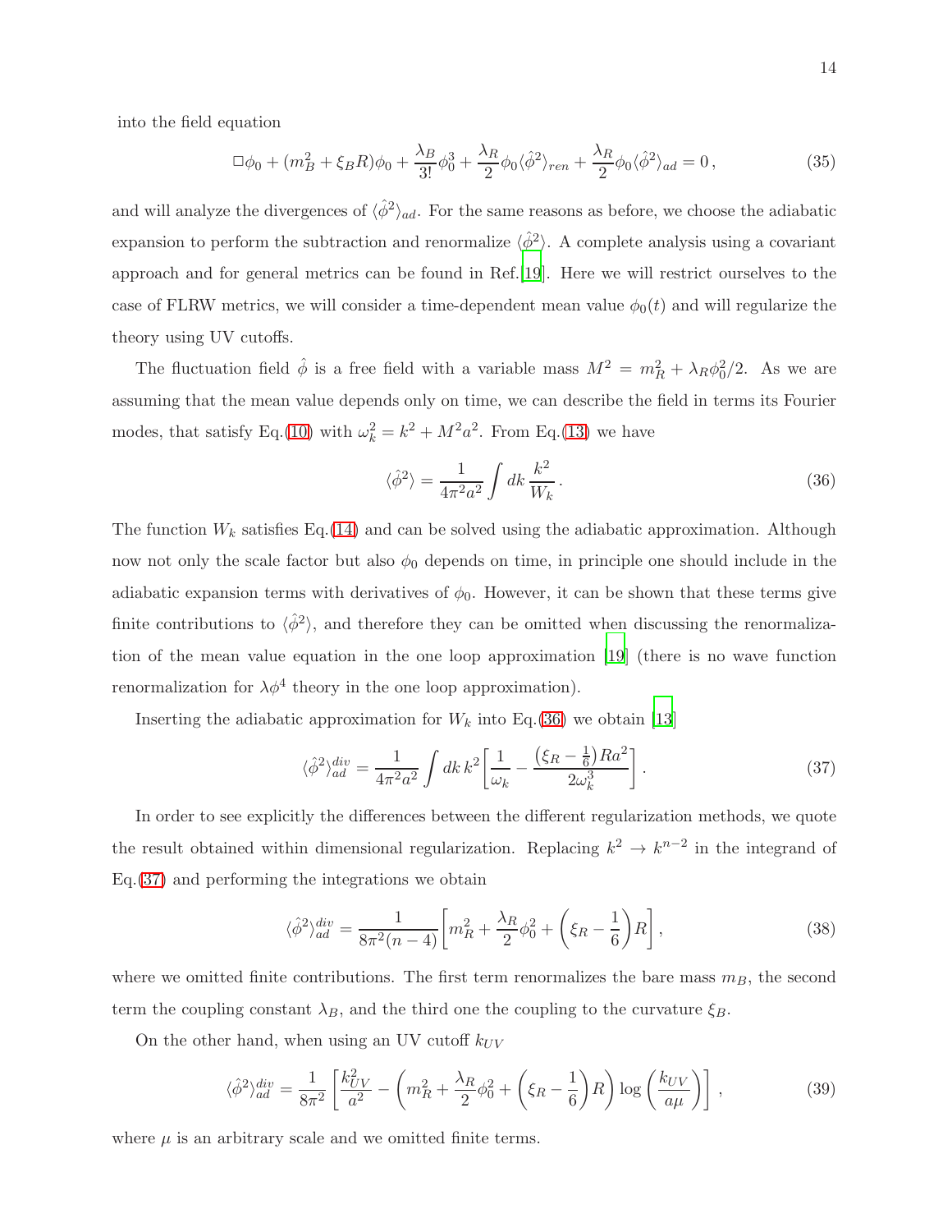into the field equation

$$\Box\phi_0 + (m_B^2 + \xi_B R)\phi_0 + \frac{\lambda_B}{3!}\phi_0^3 + \frac{\lambda_R}{2}\phi_0\langle\hat{\phi}^2\rangle_{ren} + \frac{\lambda_R}{2}\phi_0\langle\hat{\phi}^2\rangle_{ad} = 0\,, \tag{35}$$

and will analyze the divergences of $\langle\hat{\phi}^2\rangle_{ad}$. For the same reasons as before, we choose the adiabatic expansion to perform the subtraction and renormalize $\langle\hat{\phi}^2\rangle$. A complete analysis using a covariant approach and for general metrics can be found in Ref.[19]. Here we will restrict ourselves to the case of FLRW metrics, we will consider a time-dependent mean value $\phi_0(t)$ and will regularize the theory using UV cutoffs.

The fluctuation field $\hat{\phi}$ is a free field with a variable mass $M^2 = m_R^2 + \lambda_R\phi_0^2/2$. As we are assuming that the mean value depends only on time, we can describe the field in terms its Fourier modes, that satisfy Eq.(10) with $\omega_k^2 = k^2 + M^2a^2$. From Eq.(13) we have

$$\langle\hat{\phi}^2\rangle = \frac{1}{4\pi^2a^2}\int dk\,\frac{k^2}{W_k}\,. \tag{36}$$

The function $W_k$ satisfies Eq.(14) and can be solved using the adiabatic approximation. Although now not only the scale factor but also $\phi_0$ depends on time, in principle one should include in the adiabatic expansion terms with derivatives of $\phi_0$. However, it can be shown that these terms give finite contributions to $\langle\hat{\phi}^2\rangle$, and therefore they can be omitted when discussing the renormalization of the mean value equation in the one loop approximation [19] (there is no wave function renormalization for $\lambda\phi^4$ theory in the one loop approximation).

Inserting the adiabatic approximation for $W_k$ into Eq.(36) we obtain [13]

$$\langle\hat{\phi}^2\rangle_{ad}^{div} = \frac{1}{4\pi^2a^2}\int dk\,k^2\left[\frac{1}{\omega_k} - \frac{\left(\xi_R - \frac{1}{6}\right)Ra^2}{2\omega_k^3}\right]. \tag{37}$$

In order to see explicitly the differences between the different regularization methods, we quote the result obtained within dimensional regularization. Replacing $k^2 \to k^{n-2}$ in the integrand of Eq.(37) and performing the integrations we obtain

$$\langle\hat{\phi}^2\rangle_{ad}^{div} = \frac{1}{8\pi^2(n-4)}\left[m_R^2 + \frac{\lambda_R}{2}\phi_0^2 + \left(\xi_R - \frac{1}{6}\right)R\right], \tag{38}$$

where we omitted finite contributions. The first term renormalizes the bare mass $m_B$, the second term the coupling constant $\lambda_B$, and the third one the coupling to the curvature $\xi_B$.

On the other hand, when using an UV cutoff $k_{UV}$

$$\langle\hat{\phi}^2\rangle_{ad}^{div} = \frac{1}{8\pi^2}\left[\frac{k_{UV}^2}{a^2} - \left(m_R^2 + \frac{\lambda_R}{2}\phi_0^2 + \left(\xi_R - \frac{1}{6}\right)R\right)\log\left(\frac{k_{UV}}{a\mu}\right)\right], \tag{39}$$

where $\mu$ is an arbitrary scale and we omitted finite terms.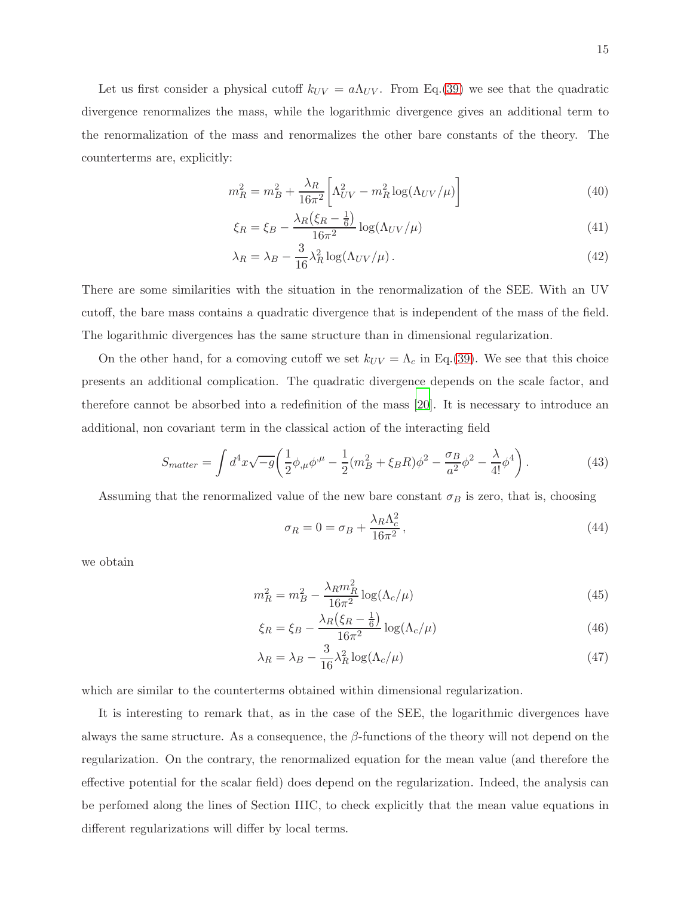Let us first consider a physical cutoff $k_{UV} = a\Lambda_{UV}$. From Eq.(39) we see that the quadratic divergence renormalizes the mass, while the logarithmic divergence gives an additional term to the renormalization of the mass and renormalizes the other bare constants of the theory. The counterterms are, explicitly:

$$m_R^2 = m_B^2 + \frac{\lambda_R}{16\pi^2}\left[\Lambda_{UV}^2 - m_R^2 \log(\Lambda_{UV}/\mu)\right] \tag{40}$$

$$\xi_R = \xi_B - \frac{\lambda_R\left(\xi_R - \frac{1}{6}\right)}{16\pi^2}\log(\Lambda_{UV}/\mu) \tag{41}$$

$$\lambda_R = \lambda_B - \frac{3}{16}\lambda_R^2 \log(\Lambda_{UV}/\mu)\,. \tag{42}$$

There are some similarities with the situation in the renormalization of the SEE. With an UV cutoff, the bare mass contains a quadratic divergence that is independent of the mass of the field. The logarithmic divergences has the same structure than in dimensional regularization.

On the other hand, for a comoving cutoff we set $k_{UV} = \Lambda_c$ in Eq.(39). We see that this choice presents an additional complication. The quadratic divergence depends on the scale factor, and therefore cannot be absorbed into a redefinition of the mass [20]. It is necessary to introduce an additional, non covariant term in the classical action of the interacting field

$$S_{matter} = \int d^4x\sqrt{-g}\left(\frac{1}{2}\phi_{,\mu}\phi^{,\mu} - \frac{1}{2}(m_B^2 + \xi_B R)\phi^2 - \frac{\sigma_B}{a^2}\phi^2 - \frac{\lambda}{4!}\phi^4\right). \tag{43}$$

Assuming that the renormalized value of the new bare constant $\sigma_B$ is zero, that is, choosing

$$\sigma_R = 0 = \sigma_B + \frac{\lambda_R\Lambda_c^2}{16\pi^2}\,, \tag{44}$$

we obtain

$$m_R^2 = m_B^2 - \frac{\lambda_R m_R^2}{16\pi^2}\log(\Lambda_c/\mu) \tag{45}$$

$$\xi_R = \xi_B - \frac{\lambda_R\left(\xi_R - \frac{1}{6}\right)}{16\pi^2}\log(\Lambda_c/\mu) \tag{46}$$

$$\lambda_R = \lambda_B - \frac{3}{16}\lambda_R^2\log(\Lambda_c/\mu) \tag{47}$$

which are similar to the counterterms obtained within dimensional regularization.

It is interesting to remark that, as in the case of the SEE, the logarithmic divergences have always the same structure. As a consequence, the $\beta$-functions of the theory will not depend on the regularization. On the contrary, the renormalized equation for the mean value (and therefore the effective potential for the scalar field) does depend on the regularization. Indeed, the analysis can be perfomed along the lines of Section IIIC, to check explicitly that the mean value equations in different regularizations will differ by local terms.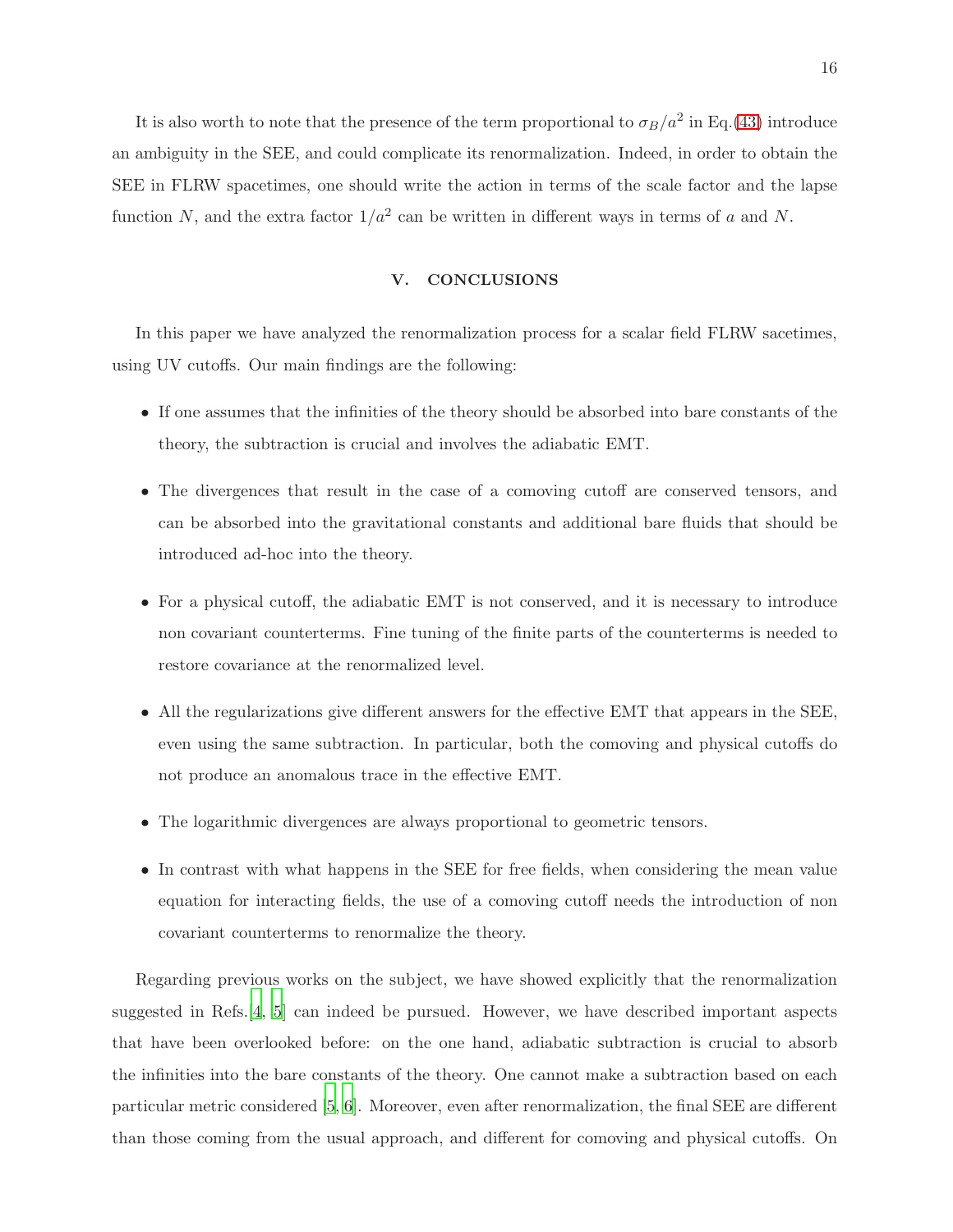It is also worth to note that the presence of the term proportional to $\sigma_B/a^2$ in Eq.(43) introduce an ambiguity in the SEE, and could complicate its renormalization. Indeed, in order to obtain the SEE in FLRW spacetimes, one should write the action in terms of the scale factor and the lapse function $N$, and the extra factor $1/a^2$ can be written in different ways in terms of $a$ and $N$.

## V. CONCLUSIONS

In this paper we have analyzed the renormalization process for a scalar field FLRW sacetimes, using UV cutoffs. Our main findings are the following:

- If one assumes that the infinities of the theory should be absorbed into bare constants of the theory, the subtraction is crucial and involves the adiabatic EMT.
- The divergences that result in the case of a comoving cutoff are conserved tensors, and can be absorbed into the gravitational constants and additional bare fluids that should be introduced ad-hoc into the theory.
- For a physical cutoff, the adiabatic EMT is not conserved, and it is necessary to introduce non covariant counterterms. Fine tuning of the finite parts of the counterterms is needed to restore covariance at the renormalized level.
- All the regularizations give different answers for the effective EMT that appears in the SEE, even using the same subtraction. In particular, both the comoving and physical cutoffs do not produce an anomalous trace in the effective EMT.
- The logarithmic divergences are always proportional to geometric tensors.
- In contrast with what happens in the SEE for free fields, when considering the mean value equation for interacting fields, the use of a comoving cutoff needs the introduction of non covariant counterterms to renormalize the theory.

Regarding previous works on the subject, we have showed explicitly that the renormalization suggested in Refs.[4, 5] can indeed be pursued. However, we have described important aspects that have been overlooked before: on the one hand, adiabatic subtraction is crucial to absorb the infinities into the bare constants of the theory. One cannot make a subtraction based on each particular metric considered [5, 6]. Moreover, even after renormalization, the final SEE are different than those coming from the usual approach, and different for comoving and physical cutoffs. On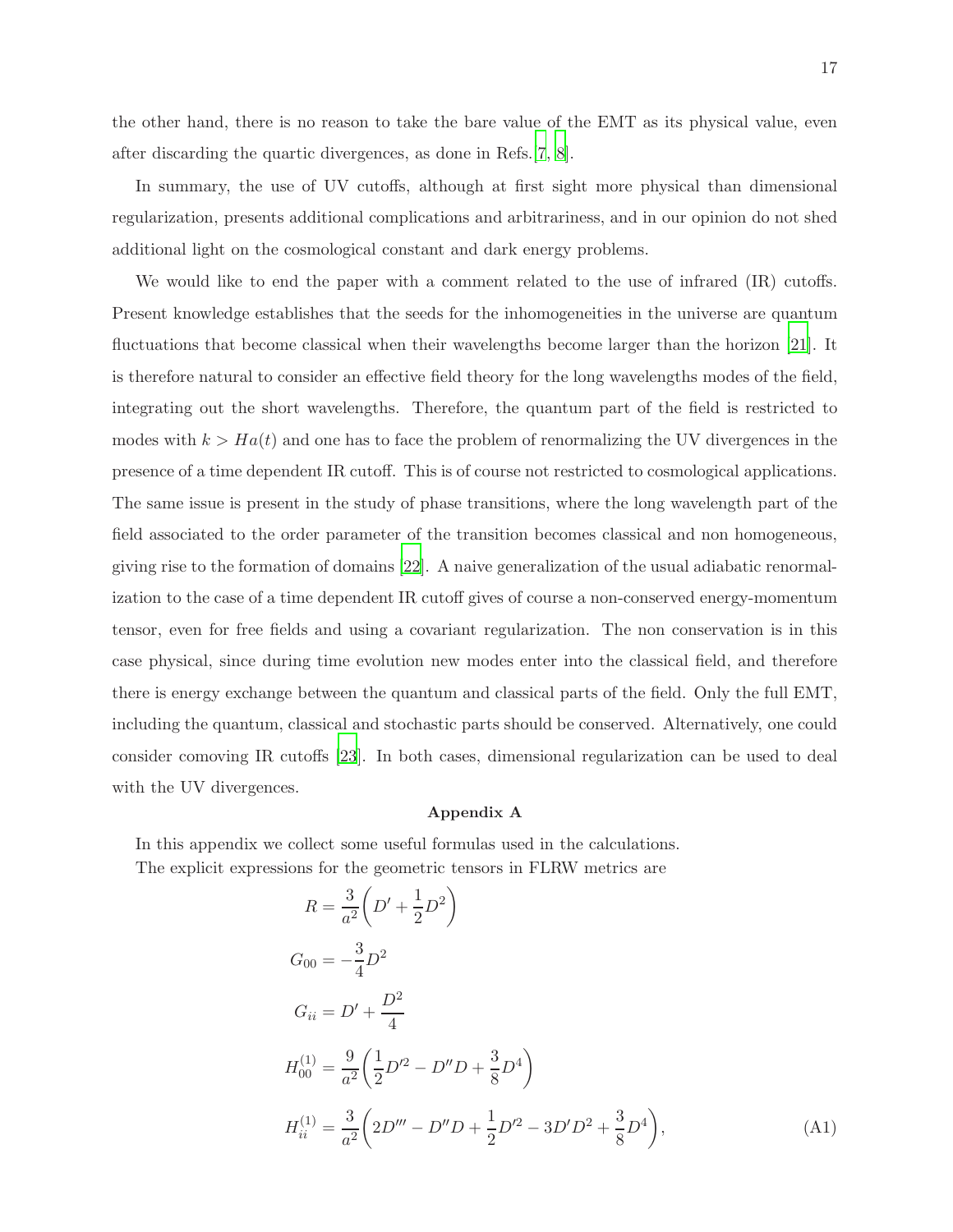the other hand, there is no reason to take the bare value of the EMT as its physical value, even after discarding the quartic divergences, as done in Refs.[7, 8].

In summary, the use of UV cutoffs, although at first sight more physical than dimensional regularization, presents additional complications and arbitrariness, and in our opinion do not shed additional light on the cosmological constant and dark energy problems.

We would like to end the paper with a comment related to the use of infrared (IR) cutoffs. Present knowledge establishes that the seeds for the inhomogeneities in the universe are quantum fluctuations that become classical when their wavelengths become larger than the horizon [21]. It is therefore natural to consider an effective field theory for the long wavelengths modes of the field, integrating out the short wavelengths. Therefore, the quantum part of the field is restricted to modes with $k > Ha(t)$ and one has to face the problem of renormalizing the UV divergences in the presence of a time dependent IR cutoff. This is of course not restricted to cosmological applications. The same issue is present in the study of phase transitions, where the long wavelength part of the field associated to the order parameter of the transition becomes classical and non homogeneous, giving rise to the formation of domains [22]. A naive generalization of the usual adiabatic renormalization to the case of a time dependent IR cutoff gives of course a non-conserved energy-momentum tensor, even for free fields and using a covariant regularization. The non conservation is in this case physical, since during time evolution new modes enter into the classical field, and therefore there is energy exchange between the quantum and classical parts of the field. Only the full EMT, including the quantum, classical and stochastic parts should be conserved. Alternatively, one could consider comoving IR cutoffs [23]. In both cases, dimensional regularization can be used to deal with the UV divergences.

## Appendix A

In this appendix we collect some useful formulas used in the calculations.

The explicit expressions for the geometric tensors in FLRW metrics are

$$
\begin{aligned}
R &= \frac{3}{a^2}\left(D' + \frac{1}{2}D^2\right) \\
G_{00} &= -\frac{3}{4}D^2 \\
G_{ii} &= D' + \frac{D^2}{4} \\
H^{(1)}_{00} &= \frac{9}{a^2}\left(\frac{1}{2}D'^2 - D''D + \frac{3}{8}D^4\right) \\
H^{(1)}_{ii} &= \frac{3}{a^2}\left(2D''' - D''D + \frac{1}{2}D'^2 - 3D'D^2 + \frac{3}{8}D^4\right),
\end{aligned}
\tag{A1}
$$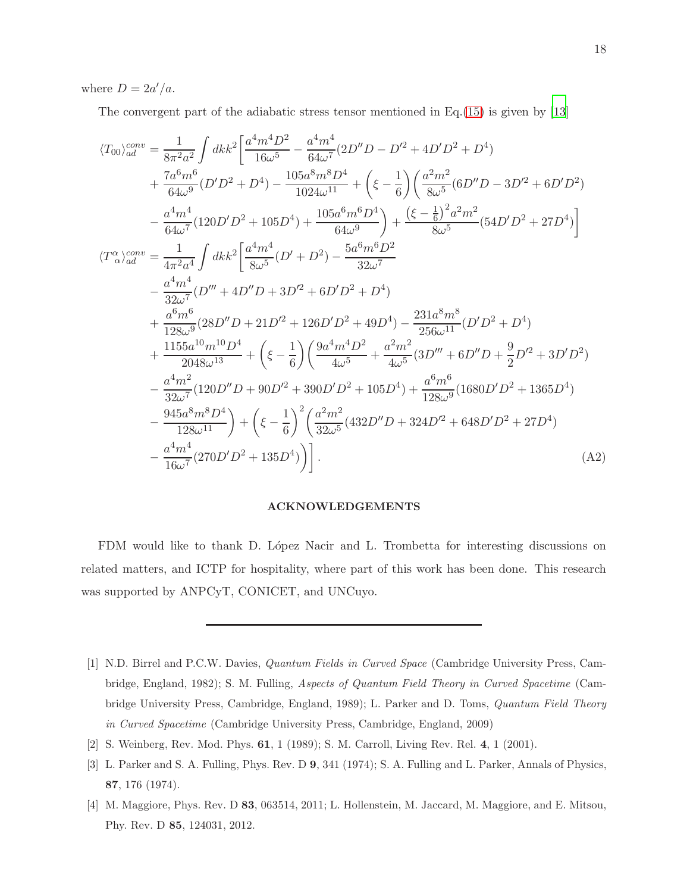where $D = 2a'/a$.

The convergent part of the adiabatic stress tensor mentioned in Eq.(15) is given by [13]

$$
\begin{aligned}
\langle T_{00}\rangle_{ad}^{conv} &= \frac{1}{8\pi^2 a^2}\int dk k^2\bigg[\frac{a^4m^4D^2}{16\omega^5} - \frac{a^4m^4}{64\omega^7}(2D''D - D'^2 + 4D'D^2 + D^4) \\
&+ \frac{7a^6m^6}{64\omega^9}(D'D^2 + D^4) - \frac{105a^8m^8D^4}{1024\omega^{11}} + \left(\xi - \frac{1}{6}\right)\bigg(\frac{a^2m^2}{8\omega^5}(6D''D - 3D'^2 + 6D'D^2) \\
&- \frac{a^4m^4}{64\omega^7}(120D'D^2 + 105D^4) + \frac{105a^6m^6D^4}{64\omega^9}\bigg) + \frac{\left(\xi-\frac{1}{6}\right)^2 a^2m^2}{8\omega^5}(54D'D^2 + 27D^4)\bigg] \\
\langle T^{\alpha}_{\ \alpha}\rangle_{ad}^{conv} &= \frac{1}{4\pi^2 a^4}\int dk k^2\bigg[\frac{a^4m^4}{8\omega^5}(D' + D^2) - \frac{5a^6m^6D^2}{32\omega^7} \\
&- \frac{a^4m^4}{32\omega^7}(D''' + 4D''D + 3D'^2 + 6D'D^2 + D^4) \\
&+ \frac{a^6m^6}{128\omega^9}(28D''D + 21D'^2 + 126D'D^2 + 49D^4) - \frac{231a^8m^8}{256\omega^{11}}(D'D^2 + D^4) \\
&+ \frac{1155a^{10}m^{10}D^4}{2048\omega^{13}} + \left(\xi - \frac{1}{6}\right)\bigg(\frac{9a^4m^4D^2}{4\omega^5} + \frac{a^2m^2}{4\omega^5}(3D''' + 6D''D + \frac{9}{2}D'^2 + 3D'D^2) \\
&- \frac{a^4m^2}{32\omega^7}(120D''D + 90D'^2 + 390D'D^2 + 105D^4) + \frac{a^6m^6}{128\omega^9}(1680D'D^2 + 1365D^4) \\
&- \frac{945a^8m^8D^4}{128\omega^{11}}\bigg) + \left(\xi - \frac{1}{6}\right)^2\bigg(\frac{a^2m^2}{32\omega^5}(432D''D + 324D'^2 + 648D'D^2 + 27D^4) \\
&- \frac{a^4m^4}{16\omega^7}(270D'D^2 + 135D^4)\bigg)\bigg]. 
\end{aligned} \tag{A2}
$$

## ACKNOWLEDGEMENTS

FDM would like to thank D. López Nacir and L. Trombetta for interesting discussions on related matters, and ICTP for hospitality, where part of this work has been done. This research was supported by ANPCyT, CONICET, and UNCuyo.

---

[1] N.D. Birrel and P.C.W. Davies, *Quantum Fields in Curved Space* (Cambridge University Press, Cambridge, England, 1982); S. M. Fulling, *Aspects of Quantum Field Theory in Curved Spacetime* (Cambridge University Press, Cambridge, England, 1989); L. Parker and D. Toms, *Quantum Field Theory in Curved Spacetime* (Cambridge University Press, Cambridge, England, 2009)

[2] S. Weinberg, Rev. Mod. Phys. **61**, 1 (1989); S. M. Carroll, Living Rev. Rel. **4**, 1 (2001).

[3] L. Parker and S. A. Fulling, Phys. Rev. D **9**, 341 (1974); S. A. Fulling and L. Parker, Annals of Physics, **87**, 176 (1974).

[4] M. Maggiore, Phys. Rev. D **83**, 063514, 2011; L. Hollenstein, M. Jaccard, M. Maggiore, and E. Mitsou, Phy. Rev. D **85**, 124031, 2012.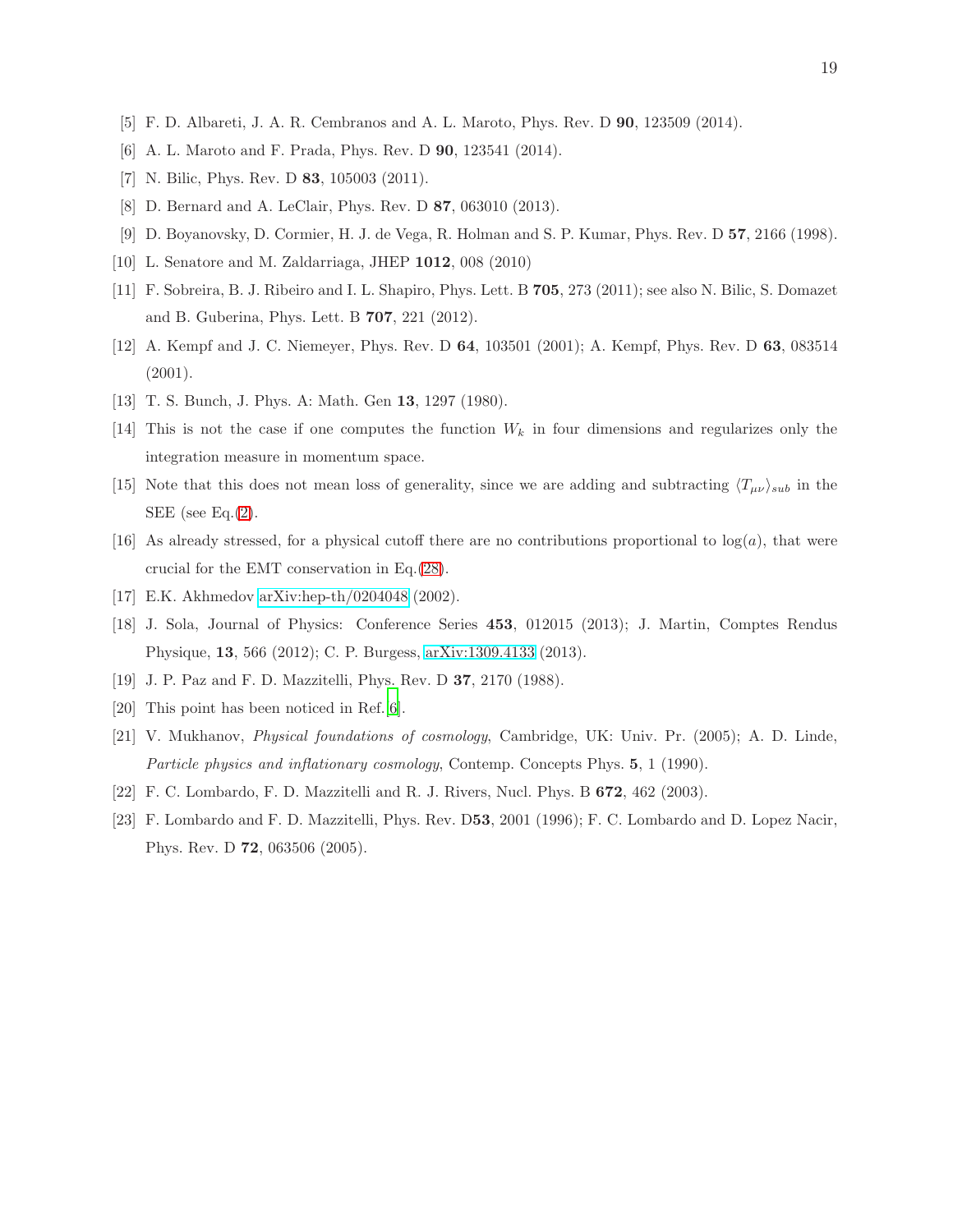[5] F. D. Albareti, J. A. R. Cembranos and A. L. Maroto, Phys. Rev. D **90**, 123509 (2014).

[6] A. L. Maroto and F. Prada, Phys. Rev. D **90**, 123541 (2014).

[7] N. Bilic, Phys. Rev. D **83**, 105003 (2011).

[8] D. Bernard and A. LeClair, Phys. Rev. D **87**, 063010 (2013).

[9] D. Boyanovsky, D. Cormier, H. J. de Vega, R. Holman and S. P. Kumar, Phys. Rev. D **57**, 2166 (1998).

[10] L. Senatore and M. Zaldarriaga, JHEP **1012**, 008 (2010)

[11] F. Sobreira, B. J. Ribeiro and I. L. Shapiro, Phys. Lett. B **705**, 273 (2011); see also N. Bilic, S. Domazet and B. Guberina, Phys. Lett. B **707**, 221 (2012).

[12] A. Kempf and J. C. Niemeyer, Phys. Rev. D **64**, 103501 (2001); A. Kempf, Phys. Rev. D **63**, 083514 (2001).

[13] T. S. Bunch, J. Phys. A: Math. Gen **13**, 1297 (1980).

[14] This is not the case if one computes the function $W_k$ in four dimensions and regularizes only the integration measure in momentum space.

[15] Note that this does not mean loss of generality, since we are adding and subtracting $\langle T_{\mu\nu}\rangle_{sub}$ in the SEE (see Eq.(2).

[16] As already stressed, for a physical cutoff there are no contributions proportional to $\log(a)$, that were crucial for the EMT conservation in Eq.(28).

[17] E.K. Akhmedov arXiv:hep-th/0204048 (2002).

[18] J. Sola, Journal of Physics: Conference Series **453**, 012015 (2013); J. Martin, Comptes Rendus Physique, **13**, 566 (2012); C. P. Burgess, arXiv:1309.4133 (2013).

[19] J. P. Paz and F. D. Mazzitelli, Phys. Rev. D **37**, 2170 (1988).

[20] This point has been noticed in Ref.[6].

[21] V. Mukhanov, *Physical foundations of cosmology*, Cambridge, UK: Univ. Pr. (2005); A. D. Linde, *Particle physics and inflationary cosmology*, Contemp. Concepts Phys. **5**, 1 (1990).

[22] F. C. Lombardo, F. D. Mazzitelli and R. J. Rivers, Nucl. Phys. B **672**, 462 (2003).

[23] F. Lombardo and F. D. Mazzitelli, Phys. Rev. D**53**, 2001 (1996); F. C. Lombardo and D. Lopez Nacir, Phys. Rev. D **72**, 063506 (2005).